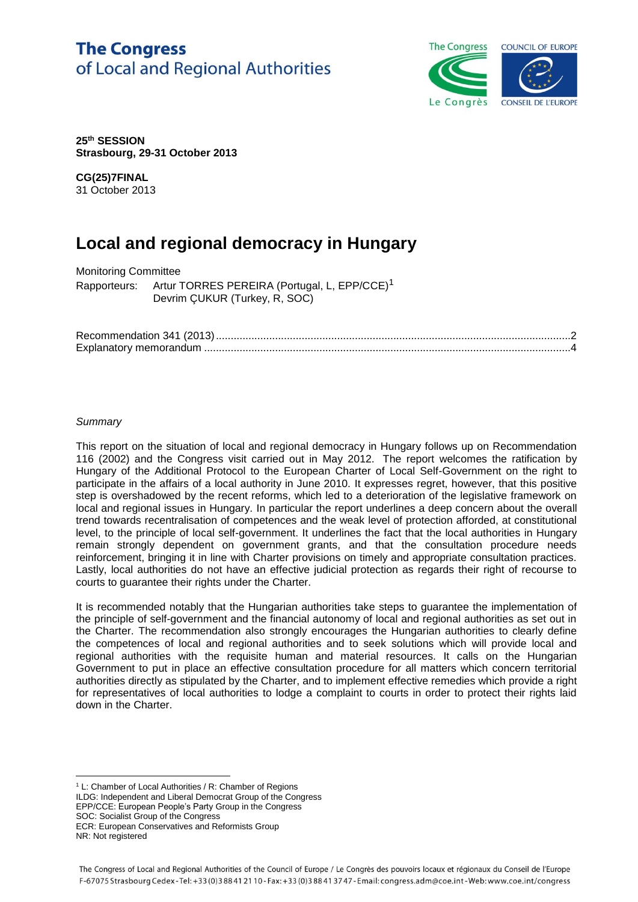The Congress
of Local and Regional Authorities

**25th SESSION**
**Strasbourg, 29-31 October 2013**

**CG(25)7FINAL**
31 October 2013

# Local and regional democracy in Hungary

Monitoring Committee
Rapporteurs: Artur TORRES PEREIRA (Portugal, L, EPP/CCE)[1]
Devrim ÇUKUR (Turkey, R, SOC)

Recommendation 341 (2013) ..........2
Explanatory memorandum ..........4

*Summary*

This report on the situation of local and regional democracy in Hungary follows up on Recommendation 116 (2002) and the Congress visit carried out in May 2012. The report welcomes the ratification by Hungary of the Additional Protocol to the European Charter of Local Self-Government on the right to participate in the affairs of a local authority in June 2010. It expresses regret, however, that this positive step is overshadowed by the recent reforms, which led to a deterioration of the legislative framework on local and regional issues in Hungary. In particular the report underlines a deep concern about the overall trend towards recentralisation of competences and the weak level of protection afforded, at constitutional level, to the principle of local self-government. It underlines the fact that the local authorities in Hungary remain strongly dependent on government grants, and that the consultation procedure needs reinforcement, bringing it in line with Charter provisions on timely and appropriate consultation practices. Lastly, local authorities do not have an effective judicial protection as regards their right of recourse to courts to guarantee their rights under the Charter.

It is recommended notably that the Hungarian authorities take steps to guarantee the implementation of the principle of self-government and the financial autonomy of local and regional authorities as set out in the Charter. The recommendation also strongly encourages the Hungarian authorities to clearly define the competences of local and regional authorities and to seek solutions which will provide local and regional authorities with the requisite human and material resources. It calls on the Hungarian Government to put in place an effective consultation procedure for all matters which concern territorial authorities directly as stipulated by the Charter, and to implement effective remedies which provide a right for representatives of local authorities to lodge a complaint to courts in order to protect their rights laid down in the Charter.

[1] L: Chamber of Local Authorities / R: Chamber of Regions
ILDG: Independent and Liberal Democrat Group of the Congress
EPP/CCE: European People's Party Group in the Congress
SOC: Socialist Group of the Congress
ECR: European Conservatives and Reformists Group
NR: Not registered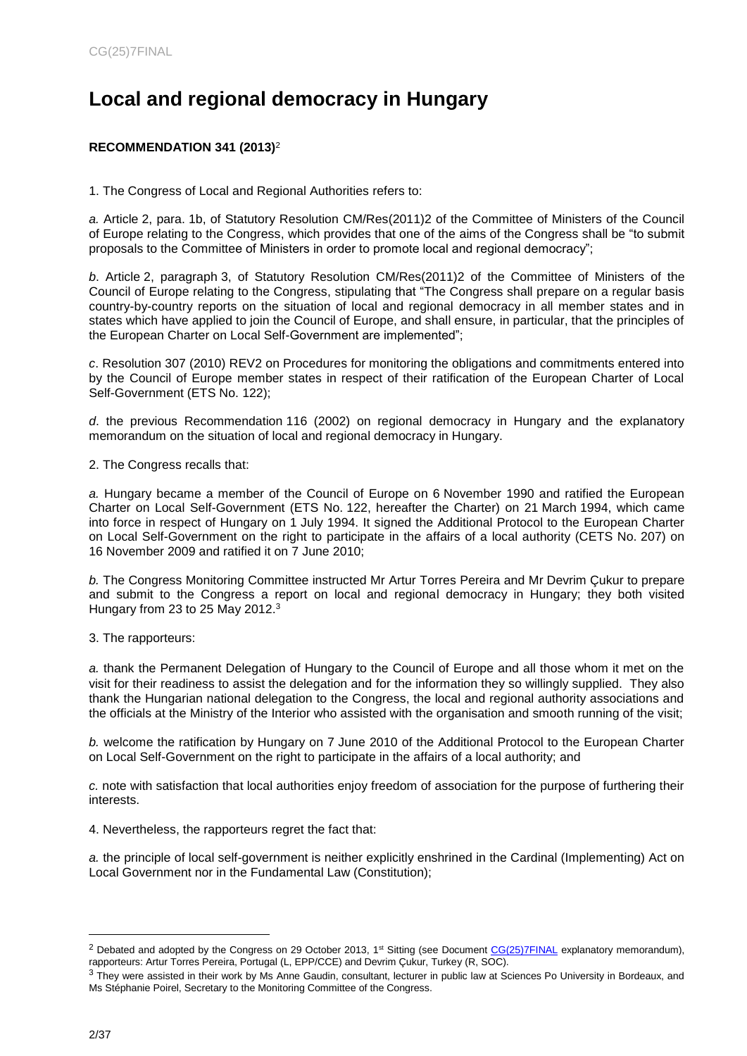# Local and regional democracy in Hungary

**RECOMMENDATION 341 (2013)**[2]

1. The Congress of Local and Regional Authorities refers to:

*a.* Article 2, para. 1b, of Statutory Resolution CM/Res(2011)2 of the Committee of Ministers of the Council of Europe relating to the Congress, which provides that one of the aims of the Congress shall be "to submit proposals to the Committee of Ministers in order to promote local and regional democracy";

*b*. Article 2, paragraph 3, of Statutory Resolution CM/Res(2011)2 of the Committee of Ministers of the Council of Europe relating to the Congress, stipulating that "The Congress shall prepare on a regular basis country-by-country reports on the situation of local and regional democracy in all member states and in states which have applied to join the Council of Europe, and shall ensure, in particular, that the principles of the European Charter on Local Self-Government are implemented";

*c*. Resolution 307 (2010) REV2 on Procedures for monitoring the obligations and commitments entered into by the Council of Europe member states in respect of their ratification of the European Charter of Local Self-Government (ETS No. 122);

*d*. the previous Recommendation 116 (2002) on regional democracy in Hungary and the explanatory memorandum on the situation of local and regional democracy in Hungary.

2. The Congress recalls that:

*a.* Hungary became a member of the Council of Europe on 6 November 1990 and ratified the European Charter on Local Self-Government (ETS No. 122, hereafter the Charter) on 21 March 1994, which came into force in respect of Hungary on 1 July 1994. It signed the Additional Protocol to the European Charter on Local Self-Government on the right to participate in the affairs of a local authority (CETS No. 207) on 16 November 2009 and ratified it on 7 June 2010;

*b.* The Congress Monitoring Committee instructed Mr Artur Torres Pereira and Mr Devrim Çukur to prepare and submit to the Congress a report on local and regional democracy in Hungary; they both visited Hungary from 23 to 25 May 2012.[3]

3. The rapporteurs:

*a.* thank the Permanent Delegation of Hungary to the Council of Europe and all those whom it met on the visit for their readiness to assist the delegation and for the information they so willingly supplied. They also thank the Hungarian national delegation to the Congress, the local and regional authority associations and the officials at the Ministry of the Interior who assisted with the organisation and smooth running of the visit;

*b.* welcome the ratification by Hungary on 7 June 2010 of the Additional Protocol to the European Charter on Local Self-Government on the right to participate in the affairs of a local authority; and

*c.* note with satisfaction that local authorities enjoy freedom of association for the purpose of furthering their interests.

4. Nevertheless, the rapporteurs regret the fact that:

*a.* the principle of local self-government is neither explicitly enshrined in the Cardinal (Implementing) Act on Local Government nor in the Fundamental Law (Constitution);

---

[2] Debated and adopted by the Congress on 29 October 2013, 1st Sitting (see Document CG(25)7FINAL explanatory memorandum), rapporteurs: Artur Torres Pereira, Portugal (L, EPP/CCE) and Devrim Çukur, Turkey (R, SOC).

[3] They were assisted in their work by Ms Anne Gaudin, consultant, lecturer in public law at Sciences Po University in Bordeaux, and Ms Stéphanie Poirel, Secretary to the Monitoring Committee of the Congress.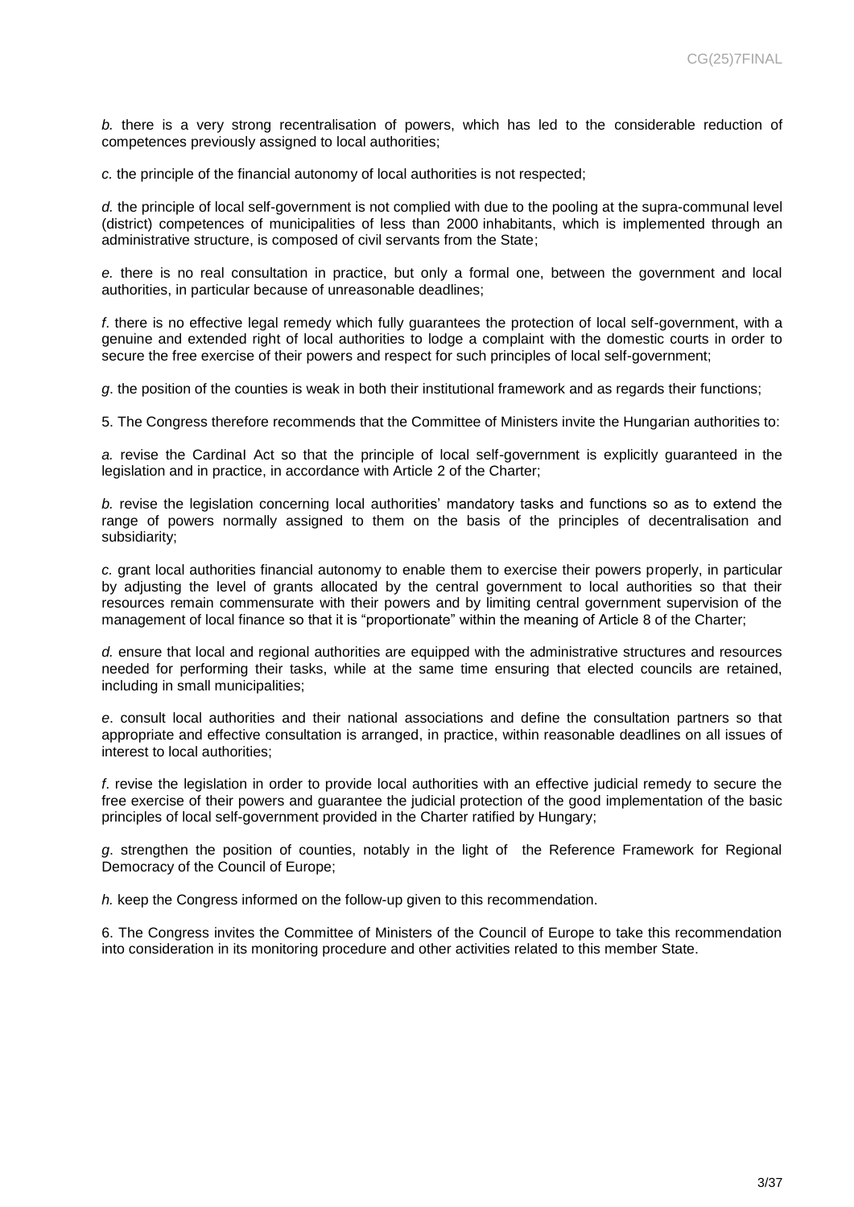*b.* there is a very strong recentralisation of powers, which has led to the considerable reduction of competences previously assigned to local authorities;

*c.* the principle of the financial autonomy of local authorities is not respected;

*d.* the principle of local self-government is not complied with due to the pooling at the supra-communal level (district) competences of municipalities of less than 2000 inhabitants, which is implemented through an administrative structure, is composed of civil servants from the State;

*e.* there is no real consultation in practice, but only a formal one, between the government and local authorities, in particular because of unreasonable deadlines;

*f*. there is no effective legal remedy which fully guarantees the protection of local self-government, with a genuine and extended right of local authorities to lodge a complaint with the domestic courts in order to secure the free exercise of their powers and respect for such principles of local self-government;

*g*. the position of the counties is weak in both their institutional framework and as regards their functions;

5. The Congress therefore recommends that the Committee of Ministers invite the Hungarian authorities to:

*a.* revise the Cardinal Act so that the principle of local self-government is explicitly guaranteed in the legislation and in practice, in accordance with Article 2 of the Charter;

*b.* revise the legislation concerning local authorities' mandatory tasks and functions so as to extend the range of powers normally assigned to them on the basis of the principles of decentralisation and subsidiarity;

*c.* grant local authorities financial autonomy to enable them to exercise their powers properly, in particular by adjusting the level of grants allocated by the central government to local authorities so that their resources remain commensurate with their powers and by limiting central government supervision of the management of local finance so that it is "proportionate" within the meaning of Article 8 of the Charter;

*d.* ensure that local and regional authorities are equipped with the administrative structures and resources needed for performing their tasks, while at the same time ensuring that elected councils are retained, including in small municipalities;

*e*. consult local authorities and their national associations and define the consultation partners so that appropriate and effective consultation is arranged, in practice, within reasonable deadlines on all issues of interest to local authorities;

*f*. revise the legislation in order to provide local authorities with an effective judicial remedy to secure the free exercise of their powers and guarantee the judicial protection of the good implementation of the basic principles of local self-government provided in the Charter ratified by Hungary;

*g*. strengthen the position of counties, notably in the light of the Reference Framework for Regional Democracy of the Council of Europe;

*h.* keep the Congress informed on the follow-up given to this recommendation.

6. The Congress invites the Committee of Ministers of the Council of Europe to take this recommendation into consideration in its monitoring procedure and other activities related to this member State.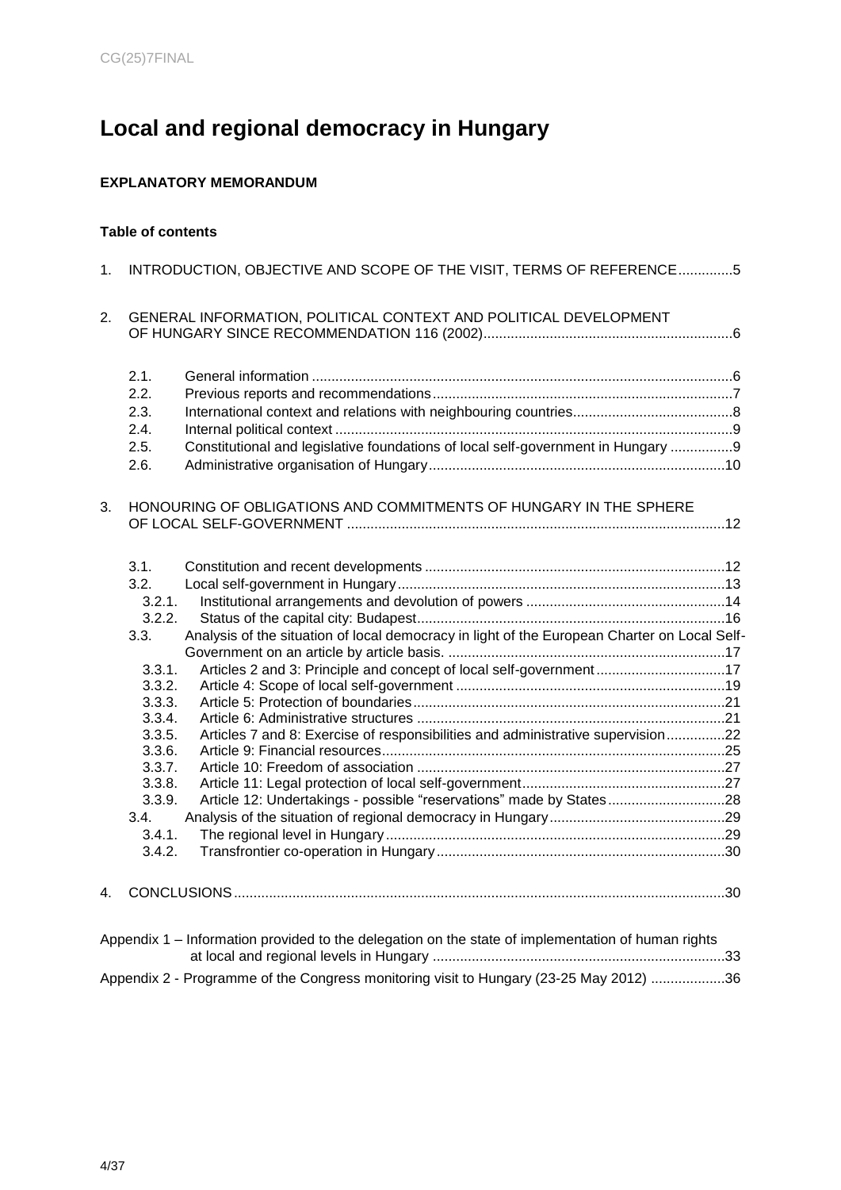# Local and regional democracy in Hungary

**EXPLANATORY MEMORANDUM**

**Table of contents**

1. INTRODUCTION, OBJECTIVE AND SCOPE OF THE VISIT, TERMS OF REFERENCE..............5

2. GENERAL INFORMATION, POLITICAL CONTEXT AND POLITICAL DEVELOPMENT OF HUNGARY SINCE RECOMMENDATION 116 (2002)...............................................................6

   2.1. General information ..........................................................................................................6
   2.2. Previous reports and recommendations............................................................................7
   2.3. International context and relations with neighbouring countries........................................8
   2.4. Internal political context .....................................................................................................9
   2.5. Constitutional and legislative foundations of local self-government in Hungary ................9
   2.6. Administrative organisation of Hungary...........................................................................10

3. HONOURING OF OBLIGATIONS AND COMMITMENTS OF HUNGARY IN THE SPHERE OF LOCAL SELF-GOVERNMENT ................................................................................................12

   3.1. Constitution and recent developments ............................................................................12
   3.2. Local self-government in Hungary...................................................................................13
      3.2.1. Institutional arrangements and devolution of powers ..................................................14
      3.2.2. Status of the capital city: Budapest..............................................................................16
   3.3. Analysis of the situation of local democracy in light of the European Charter on Local Self-Government on an article by article basis. .......................................................................17
      3.3.1. Articles 2 and 3: Principle and concept of local self-government ................................17
      3.3.2. Article 4: Scope of local self-government ....................................................................19
      3.3.3. Article 5: Protection of boundaries...............................................................................21
      3.3.4. Article 6: Administrative structures ..............................................................................21
      3.3.5. Articles 7 and 8: Exercise of responsibilities and administrative supervision...............22
      3.3.6. Article 9: Financial resources.......................................................................................25
      3.3.7. Article 10: Freedom of association ..............................................................................27
      3.3.8. Article 11: Legal protection of local self-government....................................................27
      3.3.9. Article 12: Undertakings - possible "reservations" made by States.............................28
   3.4. Analysis of the situation of regional democracy in Hungary............................................29
      3.4.1. The regional level in Hungary......................................................................................29
      3.4.2. Transfrontier co-operation in Hungary.........................................................................30

4. CONCLUSIONS............................................................................................................................30

Appendix 1 – Information provided to the delegation on the state of implementation of human rights at local and regional levels in Hungary ..........................................................................33

Appendix 2 - Programme of the Congress monitoring visit to Hungary (23-25 May 2012) ..................36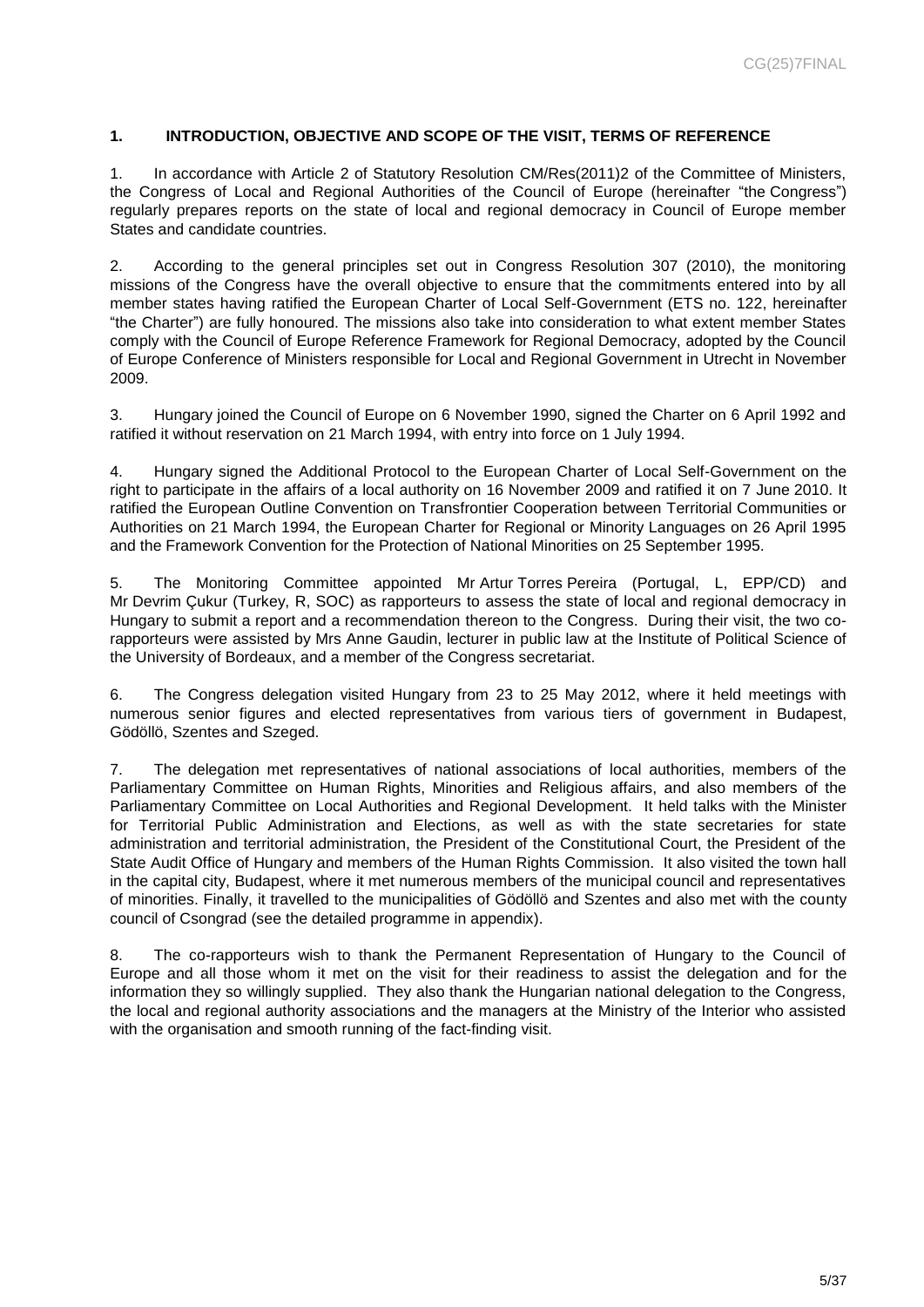## 1. INTRODUCTION, OBJECTIVE AND SCOPE OF THE VISIT, TERMS OF REFERENCE

1. In accordance with Article 2 of Statutory Resolution CM/Res(2011)2 of the Committee of Ministers, the Congress of Local and Regional Authorities of the Council of Europe (hereinafter "the Congress") regularly prepares reports on the state of local and regional democracy in Council of Europe member States and candidate countries.

2. According to the general principles set out in Congress Resolution 307 (2010), the monitoring missions of the Congress have the overall objective to ensure that the commitments entered into by all member states having ratified the European Charter of Local Self-Government (ETS no. 122, hereinafter "the Charter") are fully honoured. The missions also take into consideration to what extent member States comply with the Council of Europe Reference Framework for Regional Democracy, adopted by the Council of Europe Conference of Ministers responsible for Local and Regional Government in Utrecht in November 2009.

3. Hungary joined the Council of Europe on 6 November 1990, signed the Charter on 6 April 1992 and ratified it without reservation on 21 March 1994, with entry into force on 1 July 1994.

4. Hungary signed the Additional Protocol to the European Charter of Local Self-Government on the right to participate in the affairs of a local authority on 16 November 2009 and ratified it on 7 June 2010. It ratified the European Outline Convention on Transfrontier Cooperation between Territorial Communities or Authorities on 21 March 1994, the European Charter for Regional or Minority Languages on 26 April 1995 and the Framework Convention for the Protection of National Minorities on 25 September 1995.

5. The Monitoring Committee appointed Mr Artur Torres Pereira (Portugal, L, EPP/CD) and Mr Devrim Çukur (Turkey, R, SOC) as rapporteurs to assess the state of local and regional democracy in Hungary to submit a report and a recommendation thereon to the Congress. During their visit, the two co-rapporteurs were assisted by Mrs Anne Gaudin, lecturer in public law at the Institute of Political Science of the University of Bordeaux, and a member of the Congress secretariat.

6. The Congress delegation visited Hungary from 23 to 25 May 2012, where it held meetings with numerous senior figures and elected representatives from various tiers of government in Budapest, Gödöllö, Szentes and Szeged.

7. The delegation met representatives of national associations of local authorities, members of the Parliamentary Committee on Human Rights, Minorities and Religious affairs, and also members of the Parliamentary Committee on Local Authorities and Regional Development. It held talks with the Minister for Territorial Public Administration and Elections, as well as with the state secretaries for state administration and territorial administration, the President of the Constitutional Court, the President of the State Audit Office of Hungary and members of the Human Rights Commission. It also visited the town hall in the capital city, Budapest, where it met numerous members of the municipal council and representatives of minorities. Finally, it travelled to the municipalities of Gödöllö and Szentes and also met with the county council of Csongrad (see the detailed programme in appendix).

8. The co-rapporteurs wish to thank the Permanent Representation of Hungary to the Council of Europe and all those whom it met on the visit for their readiness to assist the delegation and for the information they so willingly supplied. They also thank the Hungarian national delegation to the Congress, the local and regional authority associations and the managers at the Ministry of the Interior who assisted with the organisation and smooth running of the fact-finding visit.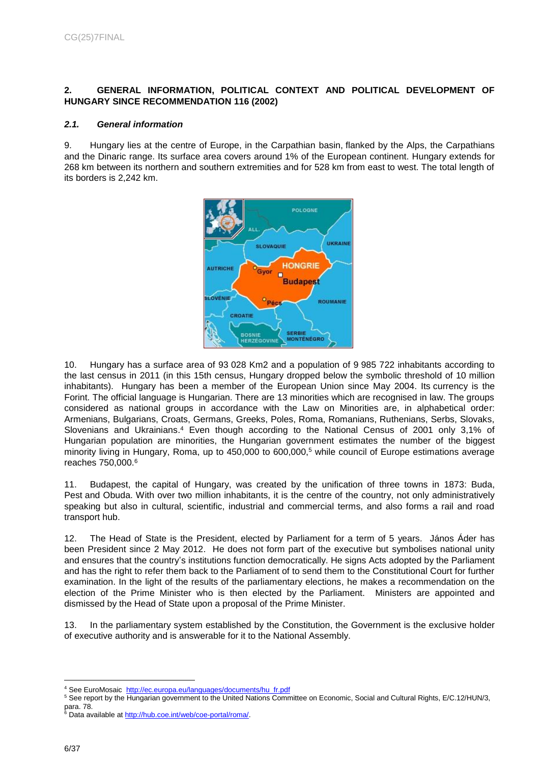## 2. GENERAL INFORMATION, POLITICAL CONTEXT AND POLITICAL DEVELOPMENT OF HUNGARY SINCE RECOMMENDATION 116 (2002)

### *2.1. General information*

9. Hungary lies at the centre of Europe, in the Carpathian basin, flanked by the Alps, the Carpathians and the Dinaric range. Its surface area covers around 1% of the European continent. Hungary extends for 268 km between its northern and southern extremities and for 528 km from east to west. The total length of its borders is 2,242 km.

10. Hungary has a surface area of 93 028 Km2 and a population of 9 985 722 inhabitants according to the last census in 2011 (in this 15th census, Hungary dropped below the symbolic threshold of 10 million inhabitants). Hungary has been a member of the European Union since May 2004. Its currency is the Forint. The official language is Hungarian. There are 13 minorities which are recognised in law. The groups considered as national groups in accordance with the Law on Minorities are, in alphabetical order: Armenians, Bulgarians, Croats, Germans, Greeks, Poles, Roma, Romanians, Ruthenians, Serbs, Slovaks, Slovenians and Ukrainians.[4] Even though according to the National Censuses of 2001 only 3,1% of Hungarian population are minorities, the Hungarian government estimates the number of the biggest minority living in Hungary, Roma, up to 450,000 to 600,000,[5] while council of Europe estimations average reaches 750,000.[6]

11. Budapest, the capital of Hungary, was created by the unification of three towns in 1873: Buda, Pest and Obuda. With over two million inhabitants, it is the centre of the country, not only administratively speaking but also in cultural, scientific, industrial and commercial terms, and also forms a rail and road transport hub.

12. The Head of State is the President, elected by Parliament for a term of 5 years. János Áder has been President since 2 May 2012. He does not form part of the executive but symbolises national unity and ensures that the country's institutions function democratically. He signs Acts adopted by the Parliament and has the right to refer them back to the Parliament of to send them to the Constitutional Court for further examination. In the light of the results of the parliamentary elections, he makes a recommendation on the election of the Prime Minister who is then elected by the Parliament. Ministers are appointed and dismissed by the Head of State upon a proposal of the Prime Minister.

13. In the parliamentary system established by the Constitution, the Government is the exclusive holder of executive authority and is answerable for it to the National Assembly.

---

[4] See EuroMosaic http://ec.europa.eu/languages/documents/hu_fr.pdf

[5] See report by the Hungarian government to the United Nations Committee on Economic, Social and Cultural Rights, E/C.12/HUN/3, para. 78.

[6] Data available at http://hub.coe.int/web/coe-portal/roma/.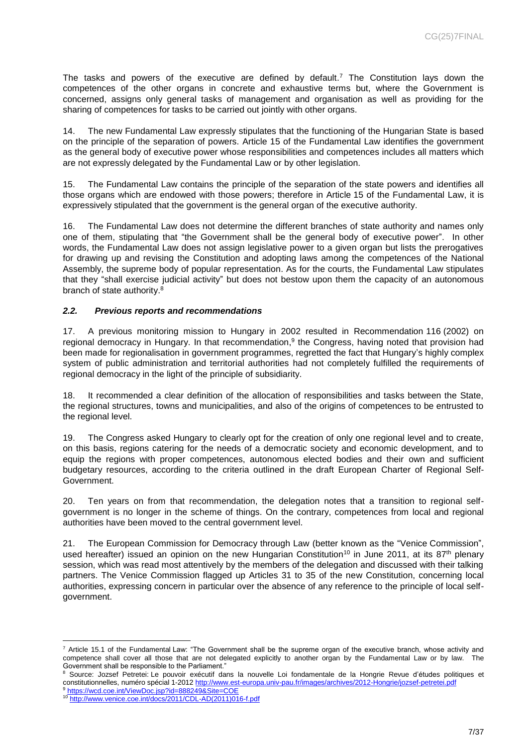The tasks and powers of the executive are defined by default.[7] The Constitution lays down the competences of the other organs in concrete and exhaustive terms but, where the Government is concerned, assigns only general tasks of management and organisation as well as providing for the sharing of competences for tasks to be carried out jointly with other organs.

14. The new Fundamental Law expressly stipulates that the functioning of the Hungarian State is based on the principle of the separation of powers. Article 15 of the Fundamental Law identifies the government as the general body of executive power whose responsibilities and competences includes all matters which are not expressly delegated by the Fundamental Law or by other legislation.

15. The Fundamental Law contains the principle of the separation of the state powers and identifies all those organs which are endowed with those powers; therefore in Article 15 of the Fundamental Law, it is expressively stipulated that the government is the general organ of the executive authority.

16. The Fundamental Law does not determine the different branches of state authority and names only one of them, stipulating that "the Government shall be the general body of executive power". In other words, the Fundamental Law does not assign legislative power to a given organ but lists the prerogatives for drawing up and revising the Constitution and adopting laws among the competences of the National Assembly, the supreme body of popular representation. As for the courts, the Fundamental Law stipulates that they "shall exercise judicial activity" but does not bestow upon them the capacity of an autonomous branch of state authority.[8]

### *2.2. Previous reports and recommendations*

17. A previous monitoring mission to Hungary in 2002 resulted in Recommendation 116 (2002) on regional democracy in Hungary. In that recommendation,[9] the Congress, having noted that provision had been made for regionalisation in government programmes, regretted the fact that Hungary's highly complex system of public administration and territorial authorities had not completely fulfilled the requirements of regional democracy in the light of the principle of subsidiarity.

18. It recommended a clear definition of the allocation of responsibilities and tasks between the State, the regional structures, towns and municipalities, and also of the origins of competences to be entrusted to the regional level.

19. The Congress asked Hungary to clearly opt for the creation of only one regional level and to create, on this basis, regions catering for the needs of a democratic society and economic development, and to equip the regions with proper competences, autonomous elected bodies and their own and sufficient budgetary resources, according to the criteria outlined in the draft European Charter of Regional Self-Government.

20. Ten years on from that recommendation, the delegation notes that a transition to regional self-government is no longer in the scheme of things. On the contrary, competences from local and regional authorities have been moved to the central government level.

21. The European Commission for Democracy through Law (better known as the "Venice Commission", used hereafter) issued an opinion on the new Hungarian Constitution[10] in June 2011, at its 87th plenary session, which was read most attentively by the members of the delegation and discussed with their talking partners. The Venice Commission flagged up Articles 31 to 35 of the new Constitution, concerning local authorities, expressing concern in particular over the absence of any reference to the principle of local self-government.

---

[7] Article 15.1 of the Fundamental Law: "The Government shall be the supreme organ of the executive branch, whose activity and competence shall cover all those that are not delegated explicitly to another organ by the Fundamental Law or by law. The Government shall be responsible to the Parliament."

[8] Source: Jozsef Petretei: Le pouvoir exécutif dans la nouvelle Loi fondamentale de la Hongrie Revue d'études politiques et constitutionnelles, numéro spécial 1-2012 http://www.est-europa.univ-pau.fr/images/archives/2012-Hongrie/jozsef-petretei.pdf

[9] https://wcd.coe.int/ViewDoc.jsp?id=888249&Site=COE

[10] http://www.venice.coe.int/docs/2011/CDL-AD(2011)016-f.pdf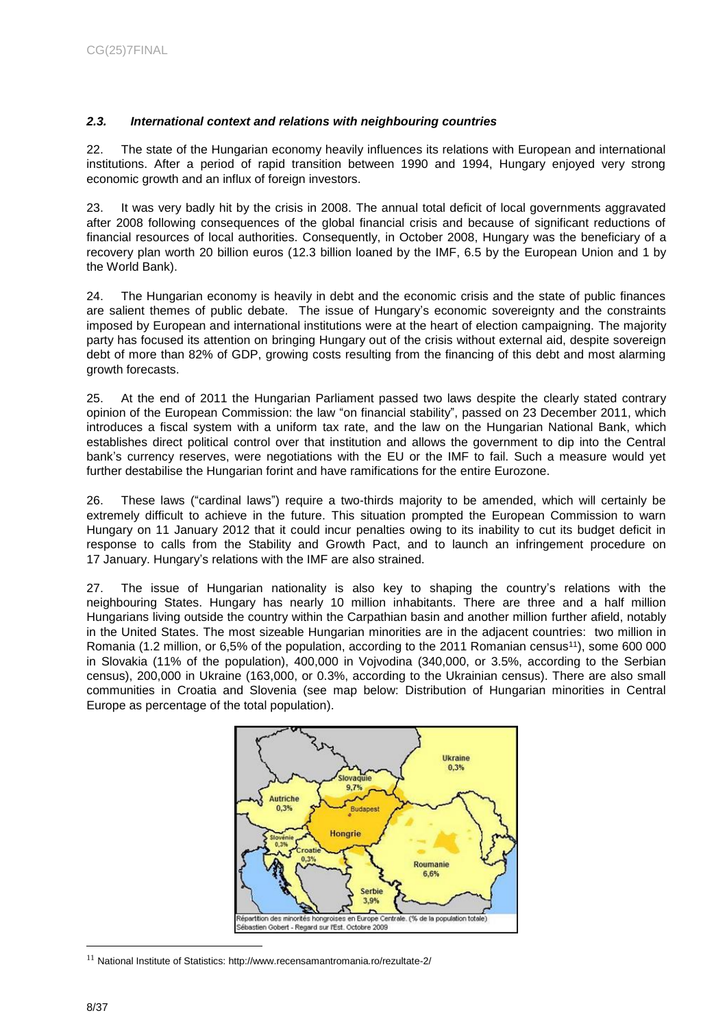### *2.3. International context and relations with neighbouring countries*

22. The state of the Hungarian economy heavily influences its relations with European and international institutions. After a period of rapid transition between 1990 and 1994, Hungary enjoyed very strong economic growth and an influx of foreign investors.

23. It was very badly hit by the crisis in 2008. The annual total deficit of local governments aggravated after 2008 following consequences of the global financial crisis and because of significant reductions of financial resources of local authorities. Consequently, in October 2008, Hungary was the beneficiary of a recovery plan worth 20 billion euros (12.3 billion loaned by the IMF, 6.5 by the European Union and 1 by the World Bank).

24. The Hungarian economy is heavily in debt and the economic crisis and the state of public finances are salient themes of public debate. The issue of Hungary's economic sovereignty and the constraints imposed by European and international institutions were at the heart of election campaigning. The majority party has focused its attention on bringing Hungary out of the crisis without external aid, despite sovereign debt of more than 82% of GDP, growing costs resulting from the financing of this debt and most alarming growth forecasts.

25. At the end of 2011 the Hungarian Parliament passed two laws despite the clearly stated contrary opinion of the European Commission: the law "on financial stability", passed on 23 December 2011, which introduces a fiscal system with a uniform tax rate, and the law on the Hungarian National Bank, which establishes direct political control over that institution and allows the government to dip into the Central bank's currency reserves, were negotiations with the EU or the IMF to fail. Such a measure would yet further destabilise the Hungarian forint and have ramifications for the entire Eurozone.

26. These laws ("cardinal laws") require a two-thirds majority to be amended, which will certainly be extremely difficult to achieve in the future. This situation prompted the European Commission to warn Hungary on 11 January 2012 that it could incur penalties owing to its inability to cut its budget deficit in response to calls from the Stability and Growth Pact, and to launch an infringement procedure on 17 January. Hungary's relations with the IMF are also strained.

27. The issue of Hungarian nationality is also key to shaping the country's relations with the neighbouring States. Hungary has nearly 10 million inhabitants. There are three and a half million Hungarians living outside the country within the Carpathian basin and another million further afield, notably in the United States. The most sizeable Hungarian minorities are in the adjacent countries: two million in Romania (1.2 million, or 6,5% of the population, according to the 2011 Romanian census[11]), some 600 000 in Slovakia (11% of the population), 400,000 in Vojvodina (340,000, or 3.5%, according to the Serbian census), 200,000 in Ukraine (163,000, or 0.3%, according to the Ukrainian census). There are also small communities in Croatia and Slovenia (see map below: Distribution of Hungarian minorities in Central Europe as percentage of the total population).

Répartition des minorités hongroises en Europe Centrale. (% de la population totale)
Sébastien Gobert - Regard sur l'Est. Octobre 2009

---

[11] National Institute of Statistics: http://www.recensamantromania.ro/rezultate-2/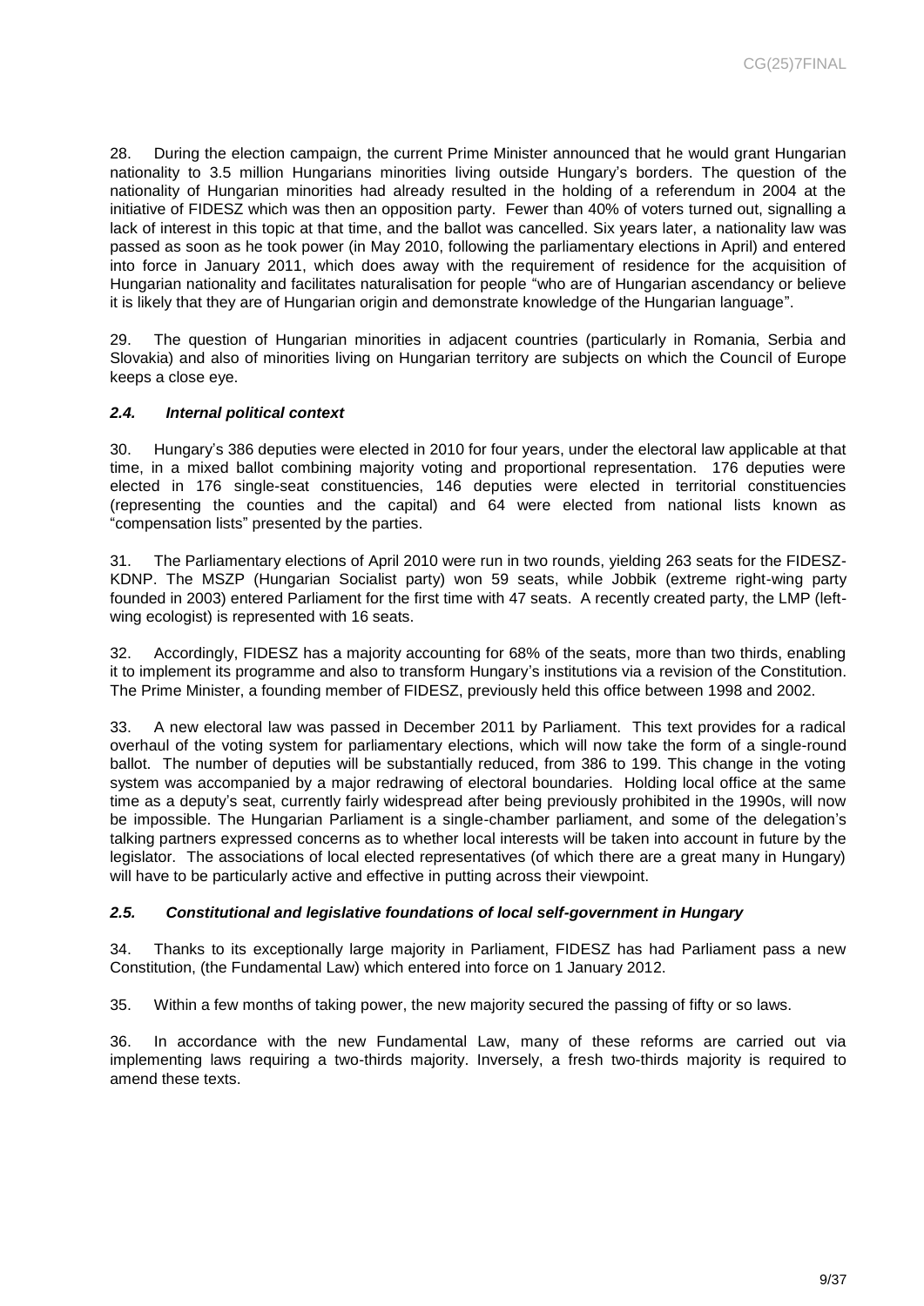28. During the election campaign, the current Prime Minister announced that he would grant Hungarian nationality to 3.5 million Hungarians minorities living outside Hungary's borders. The question of the nationality of Hungarian minorities had already resulted in the holding of a referendum in 2004 at the initiative of FIDESZ which was then an opposition party. Fewer than 40% of voters turned out, signalling a lack of interest in this topic at that time, and the ballot was cancelled. Six years later, a nationality law was passed as soon as he took power (in May 2010, following the parliamentary elections in April) and entered into force in January 2011, which does away with the requirement of residence for the acquisition of Hungarian nationality and facilitates naturalisation for people "who are of Hungarian ascendancy or believe it is likely that they are of Hungarian origin and demonstrate knowledge of the Hungarian language".

29. The question of Hungarian minorities in adjacent countries (particularly in Romania, Serbia and Slovakia) and also of minorities living on Hungarian territory are subjects on which the Council of Europe keeps a close eye.

### *2.4. Internal political context*

30. Hungary's 386 deputies were elected in 2010 for four years, under the electoral law applicable at that time, in a mixed ballot combining majority voting and proportional representation. 176 deputies were elected in 176 single-seat constituencies, 146 deputies were elected in territorial constituencies (representing the counties and the capital) and 64 were elected from national lists known as "compensation lists" presented by the parties.

31. The Parliamentary elections of April 2010 were run in two rounds, yielding 263 seats for the FIDESZ-KDNP. The MSZP (Hungarian Socialist party) won 59 seats, while Jobbik (extreme right-wing party founded in 2003) entered Parliament for the first time with 47 seats. A recently created party, the LMP (left-wing ecologist) is represented with 16 seats.

32. Accordingly, FIDESZ has a majority accounting for 68% of the seats, more than two thirds, enabling it to implement its programme and also to transform Hungary's institutions via a revision of the Constitution. The Prime Minister, a founding member of FIDESZ, previously held this office between 1998 and 2002.

33. A new electoral law was passed in December 2011 by Parliament. This text provides for a radical overhaul of the voting system for parliamentary elections, which will now take the form of a single-round ballot. The number of deputies will be substantially reduced, from 386 to 199. This change in the voting system was accompanied by a major redrawing of electoral boundaries. Holding local office at the same time as a deputy's seat, currently fairly widespread after being previously prohibited in the 1990s, will now be impossible. The Hungarian Parliament is a single-chamber parliament, and some of the delegation's talking partners expressed concerns as to whether local interests will be taken into account in future by the legislator. The associations of local elected representatives (of which there are a great many in Hungary) will have to be particularly active and effective in putting across their viewpoint.

### *2.5. Constitutional and legislative foundations of local self-government in Hungary*

34. Thanks to its exceptionally large majority in Parliament, FIDESZ has had Parliament pass a new Constitution, (the Fundamental Law) which entered into force on 1 January 2012.

35. Within a few months of taking power, the new majority secured the passing of fifty or so laws.

36. In accordance with the new Fundamental Law, many of these reforms are carried out via implementing laws requiring a two-thirds majority. Inversely, a fresh two-thirds majority is required to amend these texts.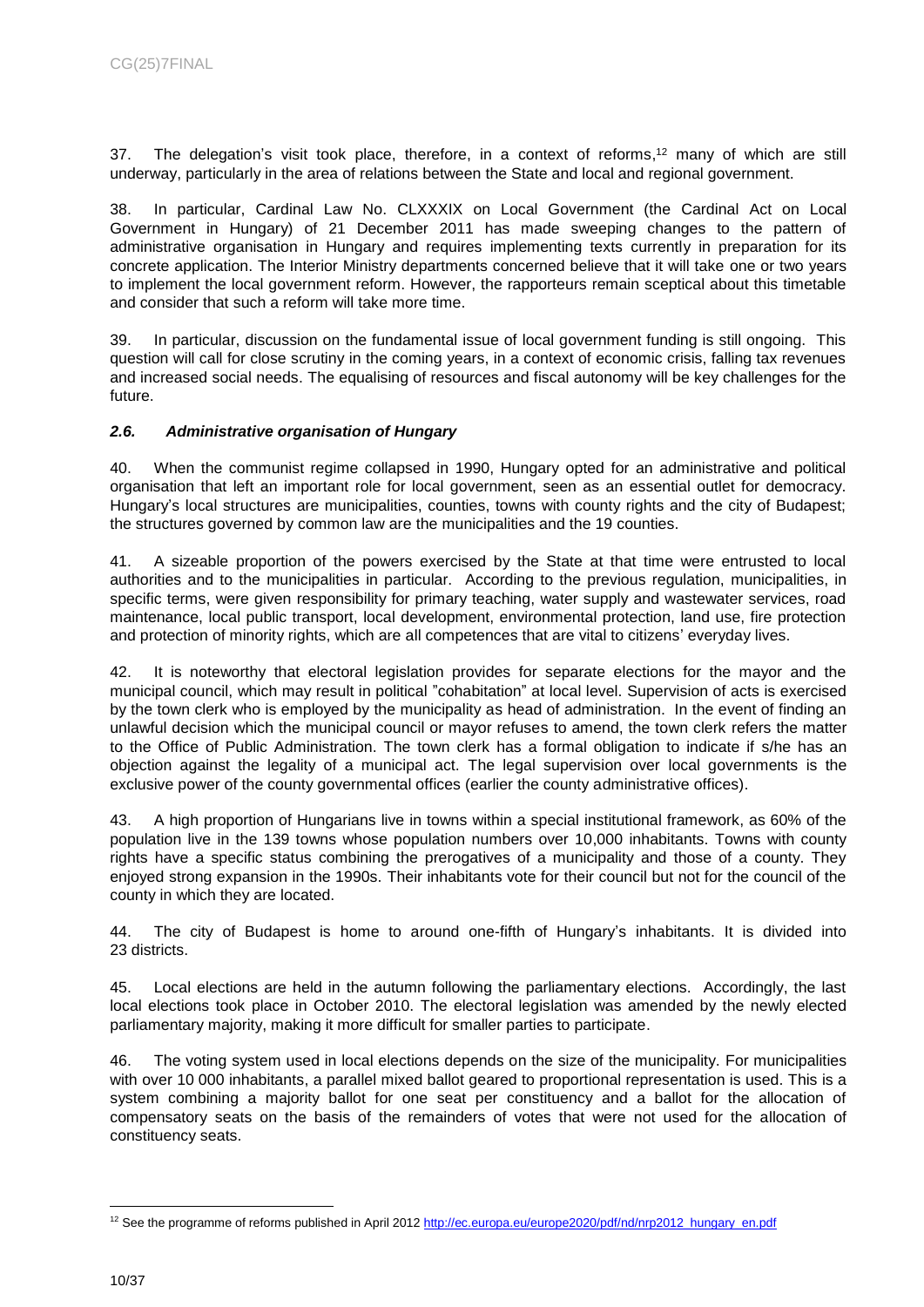37. The delegation's visit took place, therefore, in a context of reforms,[12] many of which are still underway, particularly in the area of relations between the State and local and regional government.

38. In particular, Cardinal Law No. CLXXXIX on Local Government (the Cardinal Act on Local Government in Hungary) of 21 December 2011 has made sweeping changes to the pattern of administrative organisation in Hungary and requires implementing texts currently in preparation for its concrete application. The Interior Ministry departments concerned believe that it will take one or two years to implement the local government reform. However, the rapporteurs remain sceptical about this timetable and consider that such a reform will take more time.

39. In particular, discussion on the fundamental issue of local government funding is still ongoing. This question will call for close scrutiny in the coming years, in a context of economic crisis, falling tax revenues and increased social needs. The equalising of resources and fiscal autonomy will be key challenges for the future.

### *2.6. Administrative organisation of Hungary*

40. When the communist regime collapsed in 1990, Hungary opted for an administrative and political organisation that left an important role for local government, seen as an essential outlet for democracy. Hungary's local structures are municipalities, counties, towns with county rights and the city of Budapest; the structures governed by common law are the municipalities and the 19 counties.

41. A sizeable proportion of the powers exercised by the State at that time were entrusted to local authorities and to the municipalities in particular. According to the previous regulation, municipalities, in specific terms, were given responsibility for primary teaching, water supply and wastewater services, road maintenance, local public transport, local development, environmental protection, land use, fire protection and protection of minority rights, which are all competences that are vital to citizens' everyday lives.

42. It is noteworthy that electoral legislation provides for separate elections for the mayor and the municipal council, which may result in political "cohabitation" at local level. Supervision of acts is exercised by the town clerk who is employed by the municipality as head of administration. In the event of finding an unlawful decision which the municipal council or mayor refuses to amend, the town clerk refers the matter to the Office of Public Administration. The town clerk has a formal obligation to indicate if s/he has an objection against the legality of a municipal act. The legal supervision over local governments is the exclusive power of the county governmental offices (earlier the county administrative offices).

43. A high proportion of Hungarians live in towns within a special institutional framework, as 60% of the population live in the 139 towns whose population numbers over 10,000 inhabitants. Towns with county rights have a specific status combining the prerogatives of a municipality and those of a county. They enjoyed strong expansion in the 1990s. Their inhabitants vote for their council but not for the council of the county in which they are located.

44. The city of Budapest is home to around one-fifth of Hungary's inhabitants. It is divided into 23 districts.

45. Local elections are held in the autumn following the parliamentary elections. Accordingly, the last local elections took place in October 2010. The electoral legislation was amended by the newly elected parliamentary majority, making it more difficult for smaller parties to participate.

46. The voting system used in local elections depends on the size of the municipality. For municipalities with over 10 000 inhabitants, a parallel mixed ballot geared to proportional representation is used. This is a system combining a majority ballot for one seat per constituency and a ballot for the allocation of compensatory seats on the basis of the remainders of votes that were not used for the allocation of constituency seats.

---

[12] See the programme of reforms published in April 2012 http://ec.europa.eu/europe2020/pdf/nd/nrp2012_hungary_en.pdf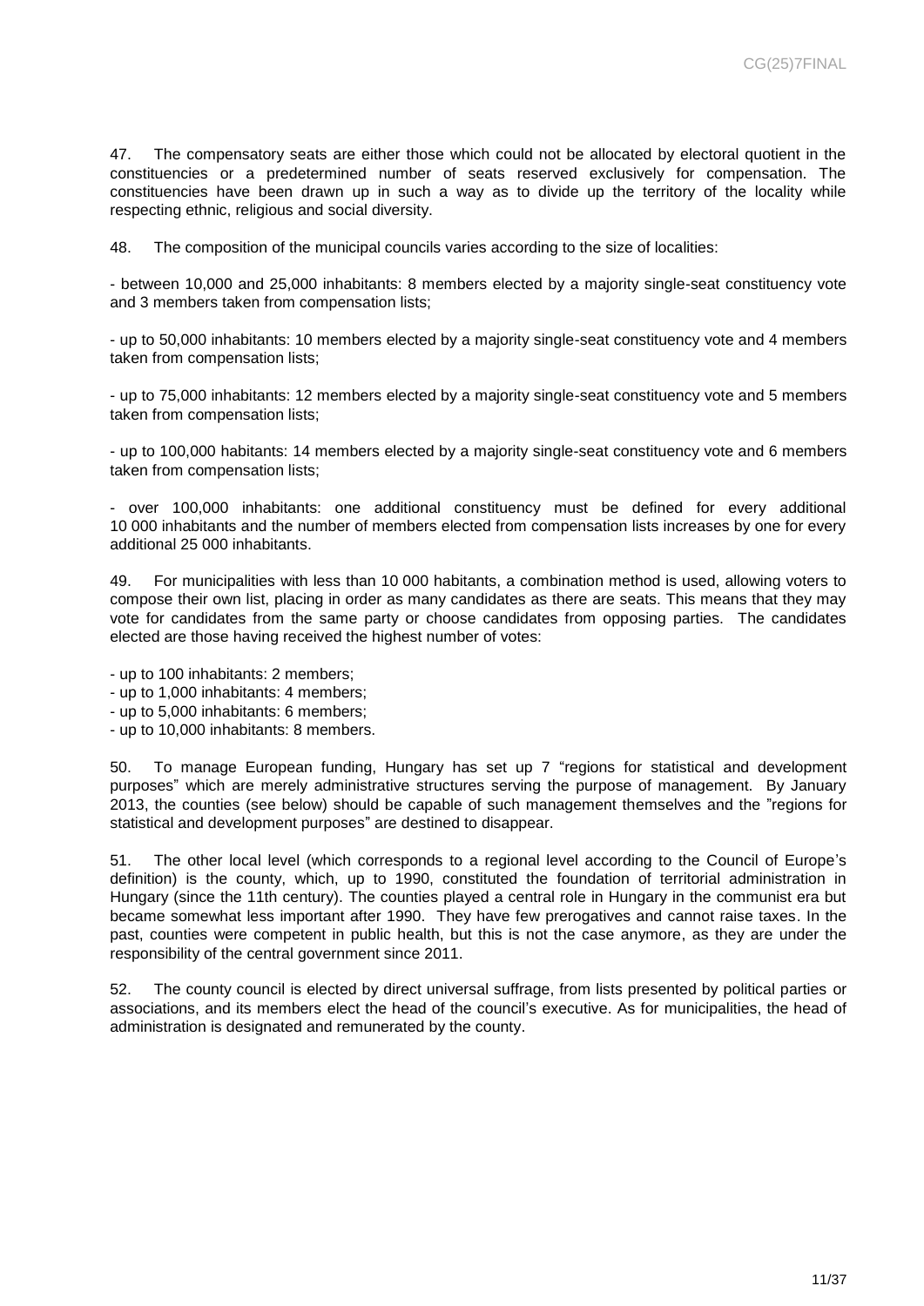47. The compensatory seats are either those which could not be allocated by electoral quotient in the constituencies or a predetermined number of seats reserved exclusively for compensation. The constituencies have been drawn up in such a way as to divide up the territory of the locality while respecting ethnic, religious and social diversity.

48. The composition of the municipal councils varies according to the size of localities:

- between 10,000 and 25,000 inhabitants: 8 members elected by a majority single-seat constituency vote and 3 members taken from compensation lists;

- up to 50,000 inhabitants: 10 members elected by a majority single-seat constituency vote and 4 members taken from compensation lists;

- up to 75,000 inhabitants: 12 members elected by a majority single-seat constituency vote and 5 members taken from compensation lists;

- up to 100,000 habitants: 14 members elected by a majority single-seat constituency vote and 6 members taken from compensation lists;

- over 100,000 inhabitants: one additional constituency must be defined for every additional 10 000 inhabitants and the number of members elected from compensation lists increases by one for every additional 25 000 inhabitants.

49. For municipalities with less than 10 000 habitants, a combination method is used, allowing voters to compose their own list, placing in order as many candidates as there are seats. This means that they may vote for candidates from the same party or choose candidates from opposing parties. The candidates elected are those having received the highest number of votes:

- up to 100 inhabitants: 2 members;
- up to 1,000 inhabitants: 4 members;
- up to 5,000 inhabitants: 6 members;
- up to 10,000 inhabitants: 8 members.

50. To manage European funding, Hungary has set up 7 "regions for statistical and development purposes" which are merely administrative structures serving the purpose of management. By January 2013, the counties (see below) should be capable of such management themselves and the "regions for statistical and development purposes" are destined to disappear.

51. The other local level (which corresponds to a regional level according to the Council of Europe's definition) is the county, which, up to 1990, constituted the foundation of territorial administration in Hungary (since the 11th century). The counties played a central role in Hungary in the communist era but became somewhat less important after 1990. They have few prerogatives and cannot raise taxes. In the past, counties were competent in public health, but this is not the case anymore, as they are under the responsibility of the central government since 2011.

52. The county council is elected by direct universal suffrage, from lists presented by political parties or associations, and its members elect the head of the council's executive. As for municipalities, the head of administration is designated and remunerated by the county.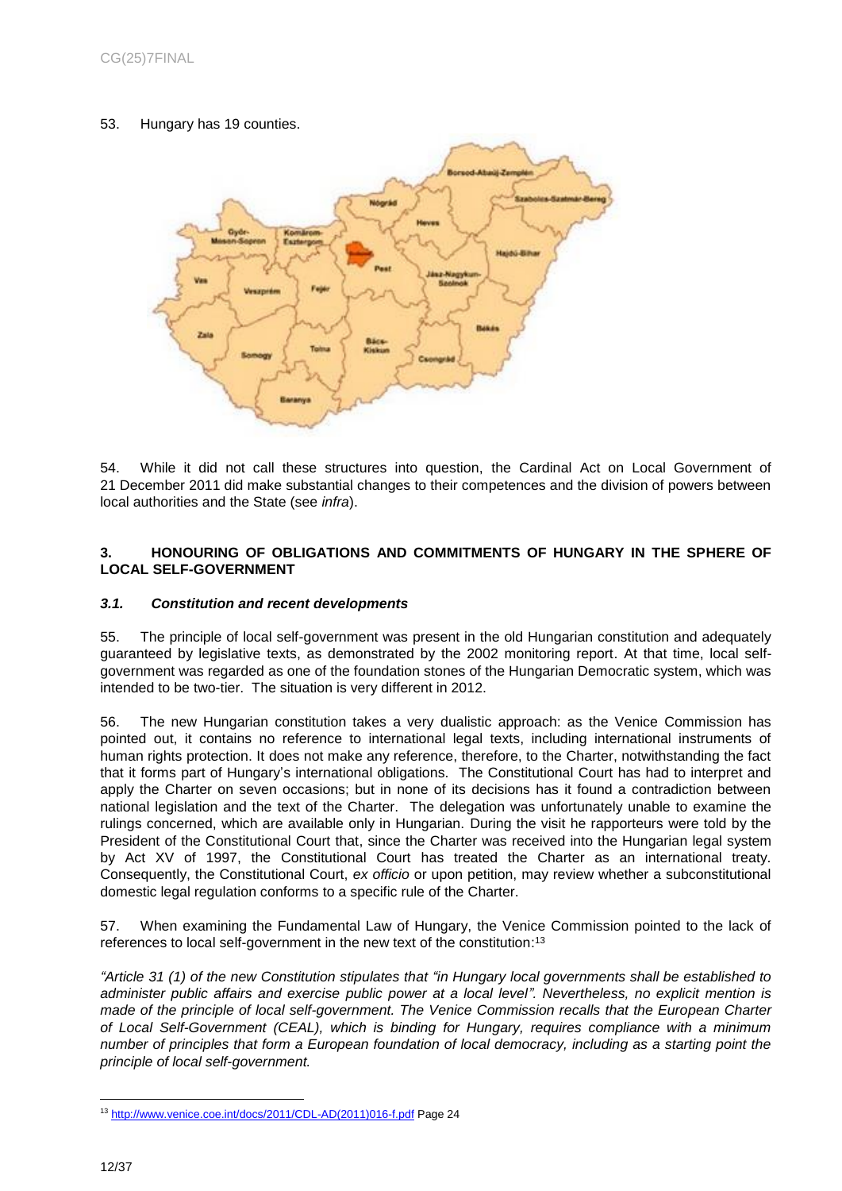53. Hungary has 19 counties.

54. While it did not call these structures into question, the Cardinal Act on Local Government of 21 December 2011 did make substantial changes to their competences and the division of powers between local authorities and the State (see *infra*).

## 3. HONOURING OF OBLIGATIONS AND COMMITMENTS OF HUNGARY IN THE SPHERE OF LOCAL SELF-GOVERNMENT

### *3.1. Constitution and recent developments*

55. The principle of local self-government was present in the old Hungarian constitution and adequately guaranteed by legislative texts, as demonstrated by the 2002 monitoring report. At that time, local self-government was regarded as one of the foundation stones of the Hungarian Democratic system, which was intended to be two-tier. The situation is very different in 2012.

56. The new Hungarian constitution takes a very dualistic approach: as the Venice Commission has pointed out, it contains no reference to international legal texts, including international instruments of human rights protection. It does not make any reference, therefore, to the Charter, notwithstanding the fact that it forms part of Hungary's international obligations. The Constitutional Court has had to interpret and apply the Charter on seven occasions; but in none of its decisions has it found a contradiction between national legislation and the text of the Charter. The delegation was unfortunately unable to examine the rulings concerned, which are available only in Hungarian. During the visit he rapporteurs were told by the President of the Constitutional Court that, since the Charter was received into the Hungarian legal system by Act XV of 1997, the Constitutional Court has treated the Charter as an international treaty. Consequently, the Constitutional Court, *ex officio* or upon petition, may review whether a subconstitutional domestic legal regulation conforms to a specific rule of the Charter.

57. When examining the Fundamental Law of Hungary, the Venice Commission pointed to the lack of references to local self-government in the new text of the constitution:[13]

*"Article 31 (1) of the new Constitution stipulates that "in Hungary local governments shall be established to administer public affairs and exercise public power at a local level". Nevertheless, no explicit mention is made of the principle of local self-government. The Venice Commission recalls that the European Charter of Local Self-Government (CEAL), which is binding for Hungary, requires compliance with a minimum number of principles that form a European foundation of local democracy, including as a starting point the principle of local self-government.*

---

[13] http://www.venice.coe.int/docs/2011/CDL-AD(2011)016-f.pdf Page 24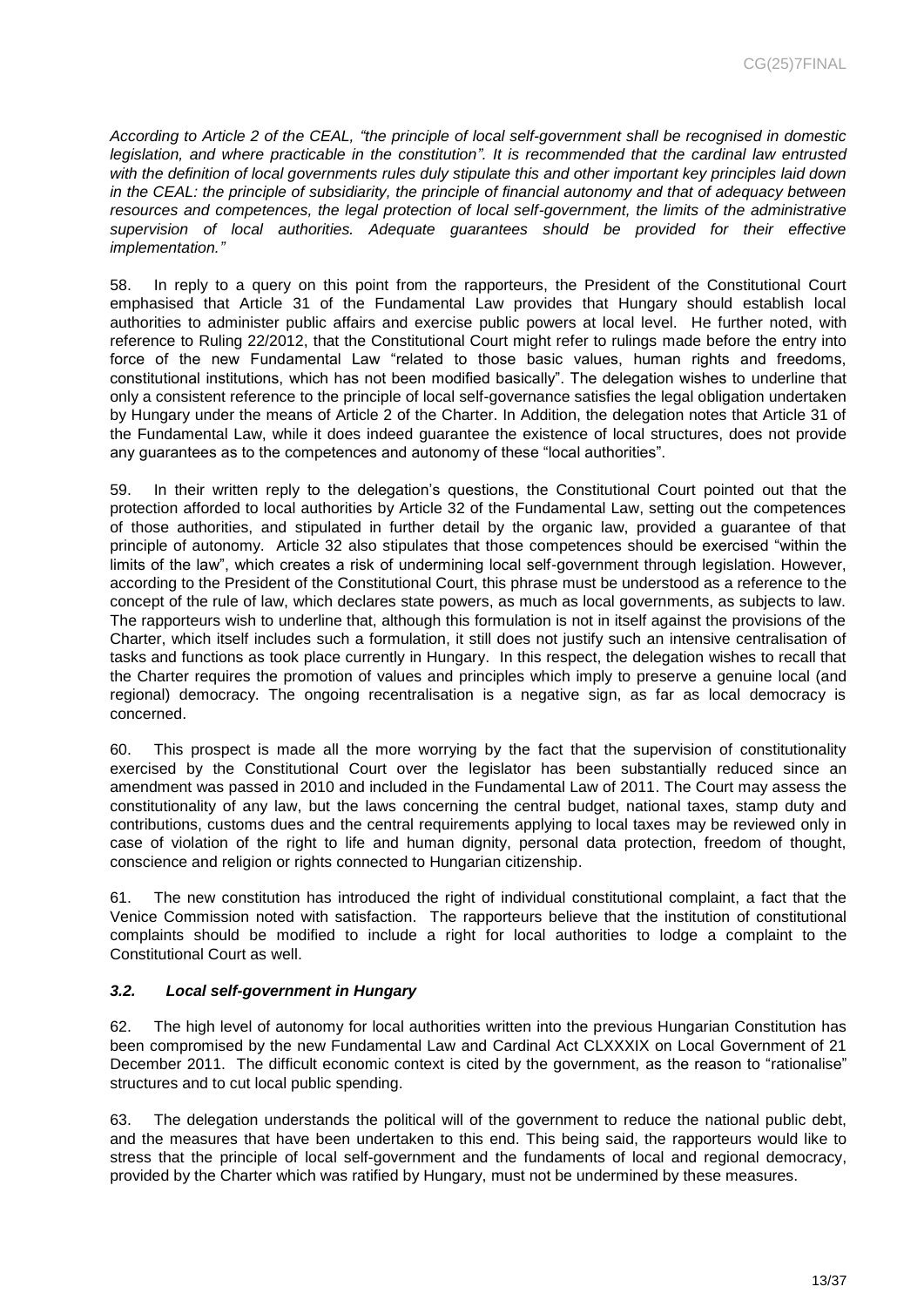*According to Article 2 of the CEAL, "the principle of local self-government shall be recognised in domestic legislation, and where practicable in the constitution". It is recommended that the cardinal law entrusted with the definition of local governments rules duly stipulate this and other important key principles laid down in the CEAL: the principle of subsidiarity, the principle of financial autonomy and that of adequacy between resources and competences, the legal protection of local self-government, the limits of the administrative supervision of local authorities. Adequate guarantees should be provided for their effective implementation."*

58. In reply to a query on this point from the rapporteurs, the President of the Constitutional Court emphasised that Article 31 of the Fundamental Law provides that Hungary should establish local authorities to administer public affairs and exercise public powers at local level. He further noted, with reference to Ruling 22/2012, that the Constitutional Court might refer to rulings made before the entry into force of the new Fundamental Law "related to those basic values, human rights and freedoms, constitutional institutions, which has not been modified basically". The delegation wishes to underline that only a consistent reference to the principle of local self-governance satisfies the legal obligation undertaken by Hungary under the means of Article 2 of the Charter. In Addition, the delegation notes that Article 31 of the Fundamental Law, while it does indeed guarantee the existence of local structures, does not provide any guarantees as to the competences and autonomy of these "local authorities".

59. In their written reply to the delegation's questions, the Constitutional Court pointed out that the protection afforded to local authorities by Article 32 of the Fundamental Law, setting out the competences of those authorities, and stipulated in further detail by the organic law, provided a guarantee of that principle of autonomy. Article 32 also stipulates that those competences should be exercised "within the limits of the law", which creates a risk of undermining local self-government through legislation. However, according to the President of the Constitutional Court, this phrase must be understood as a reference to the concept of the rule of law, which declares state powers, as much as local governments, as subjects to law. The rapporteurs wish to underline that, although this formulation is not in itself against the provisions of the Charter, which itself includes such a formulation, it still does not justify such an intensive centralisation of tasks and functions as took place currently in Hungary. In this respect, the delegation wishes to recall that the Charter requires the promotion of values and principles which imply to preserve a genuine local (and regional) democracy. The ongoing recentralisation is a negative sign, as far as local democracy is concerned.

60. This prospect is made all the more worrying by the fact that the supervision of constitutionality exercised by the Constitutional Court over the legislator has been substantially reduced since an amendment was passed in 2010 and included in the Fundamental Law of 2011. The Court may assess the constitutionality of any law, but the laws concerning the central budget, national taxes, stamp duty and contributions, customs dues and the central requirements applying to local taxes may be reviewed only in case of violation of the right to life and human dignity, personal data protection, freedom of thought, conscience and religion or rights connected to Hungarian citizenship.

61. The new constitution has introduced the right of individual constitutional complaint, a fact that the Venice Commission noted with satisfaction. The rapporteurs believe that the institution of constitutional complaints should be modified to include a right for local authorities to lodge a complaint to the Constitutional Court as well.

### *3.2. Local self-government in Hungary*

62. The high level of autonomy for local authorities written into the previous Hungarian Constitution has been compromised by the new Fundamental Law and Cardinal Act CLXXXIX on Local Government of 21 December 2011. The difficult economic context is cited by the government, as the reason to "rationalise" structures and to cut local public spending.

63. The delegation understands the political will of the government to reduce the national public debt, and the measures that have been undertaken to this end. This being said, the rapporteurs would like to stress that the principle of local self-government and the fundaments of local and regional democracy, provided by the Charter which was ratified by Hungary, must not be undermined by these measures.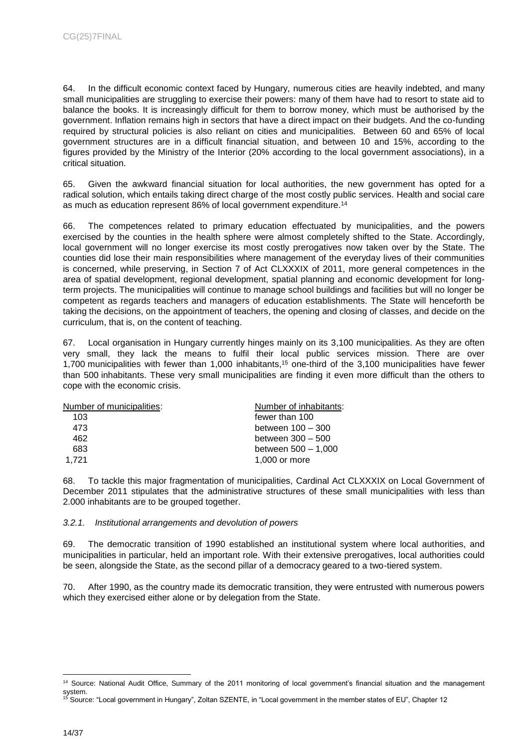64. In the difficult economic context faced by Hungary, numerous cities are heavily indebted, and many small municipalities are struggling to exercise their powers: many of them have had to resort to state aid to balance the books. It is increasingly difficult for them to borrow money, which must be authorised by the government. Inflation remains high in sectors that have a direct impact on their budgets. And the co-funding required by structural policies is also reliant on cities and municipalities. Between 60 and 65% of local government structures are in a difficult financial situation, and between 10 and 15%, according to the figures provided by the Ministry of the Interior (20% according to the local government associations), in a critical situation.

65. Given the awkward financial situation for local authorities, the new government has opted for a radical solution, which entails taking direct charge of the most costly public services. Health and social care as much as education represent 86% of local government expenditure.[14]

66. The competences related to primary education effectuated by municipalities, and the powers exercised by the counties in the health sphere were almost completely shifted to the State. Accordingly, local government will no longer exercise its most costly prerogatives now taken over by the State. The counties did lose their main responsibilities where management of the everyday lives of their communities is concerned, while preserving, in Section 7 of Act CLXXXIX of 2011, more general competences in the area of spatial development, regional development, spatial planning and economic development for long-term projects. The municipalities will continue to manage school buildings and facilities but will no longer be competent as regards teachers and managers of education establishments. The State will henceforth be taking the decisions, on the appointment of teachers, the opening and closing of classes, and decide on the curriculum, that is, on the content of teaching.

67. Local organisation in Hungary currently hinges mainly on its 3,100 municipalities. As they are often very small, they lack the means to fulfil their local public services mission. There are over 1,700 municipalities with fewer than 1,000 inhabitants,[15] one-third of the 3,100 municipalities have fewer than 500 inhabitants. These very small municipalities are finding it even more difficult than the others to cope with the economic crisis.

| Number of municipalities: | Number of inhabitants: |
|---|---|
| 103 | fewer than 100 |
| 473 | between 100 – 300 |
| 462 | between 300 – 500 |
| 683 | between 500 – 1,000 |
| 1,721 | 1,000 or more |

68. To tackle this major fragmentation of municipalities, Cardinal Act CLXXXIX on Local Government of December 2011 stipulates that the administrative structures of these small municipalities with less than 2.000 inhabitants are to be grouped together.

### *3.2.1. Institutional arrangements and devolution of powers*

69. The democratic transition of 1990 established an institutional system where local authorities, and municipalities in particular, held an important role. With their extensive prerogatives, local authorities could be seen, alongside the State, as the second pillar of a democracy geared to a two-tiered system.

70. After 1990, as the country made its democratic transition, they were entrusted with numerous powers which they exercised either alone or by delegation from the State.

---

[14] Source: National Audit Office, Summary of the 2011 monitoring of local government's financial situation and the management system.

[15] Source: "Local government in Hungary", Zoltan SZENTE, in "Local government in the member states of EU", Chapter 12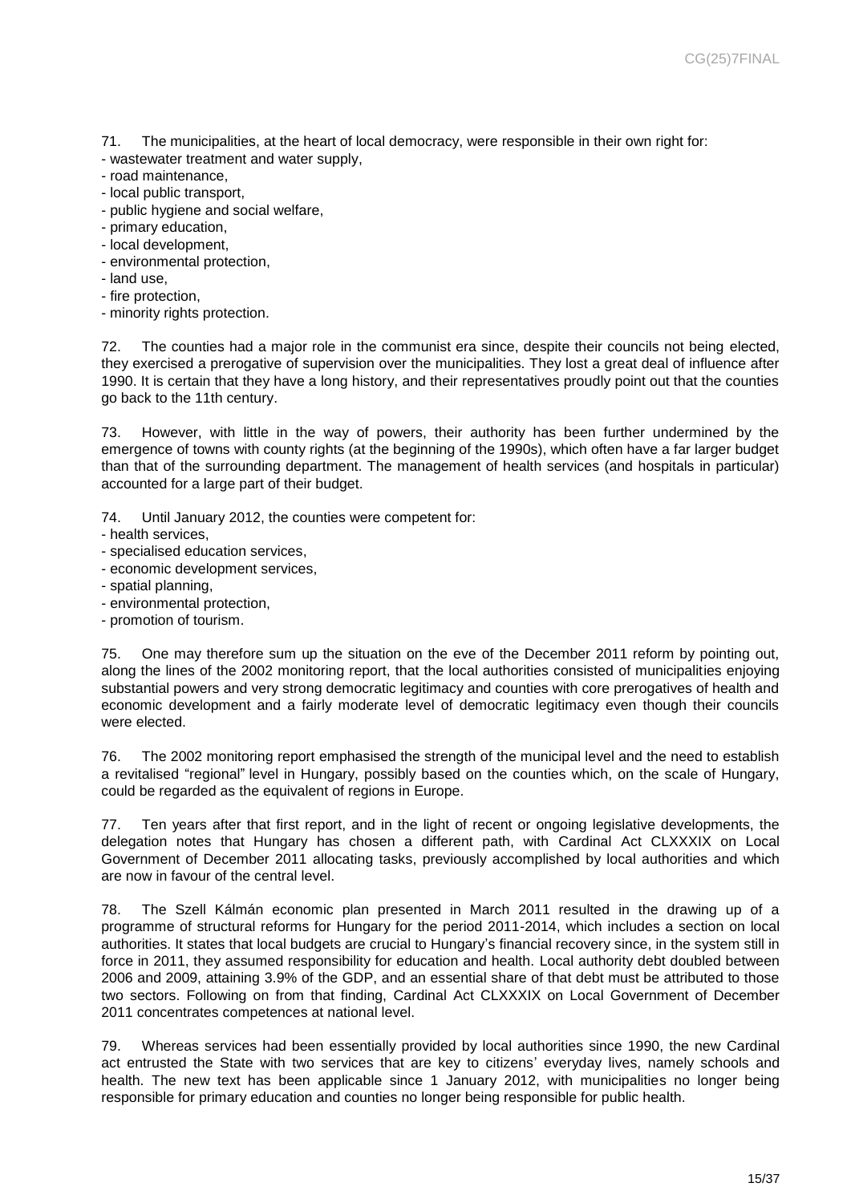71. The municipalities, at the heart of local democracy, were responsible in their own right for:
- wastewater treatment and water supply,
- road maintenance,
- local public transport,
- public hygiene and social welfare,
- primary education,
- local development,
- environmental protection,
- land use,
- fire protection,
- minority rights protection.

72. The counties had a major role in the communist era since, despite their councils not being elected, they exercised a prerogative of supervision over the municipalities. They lost a great deal of influence after 1990. It is certain that they have a long history, and their representatives proudly point out that the counties go back to the 11th century.

73. However, with little in the way of powers, their authority has been further undermined by the emergence of towns with county rights (at the beginning of the 1990s), which often have a far larger budget than that of the surrounding department. The management of health services (and hospitals in particular) accounted for a large part of their budget.

74. Until January 2012, the counties were competent for:
- health services,
- specialised education services,
- economic development services,
- spatial planning,
- environmental protection,
- promotion of tourism.

75. One may therefore sum up the situation on the eve of the December 2011 reform by pointing out, along the lines of the 2002 monitoring report, that the local authorities consisted of municipalities enjoying substantial powers and very strong democratic legitimacy and counties with core prerogatives of health and economic development and a fairly moderate level of democratic legitimacy even though their councils were elected.

76. The 2002 monitoring report emphasised the strength of the municipal level and the need to establish a revitalised "regional" level in Hungary, possibly based on the counties which, on the scale of Hungary, could be regarded as the equivalent of regions in Europe.

77. Ten years after that first report, and in the light of recent or ongoing legislative developments, the delegation notes that Hungary has chosen a different path, with Cardinal Act CLXXXIX on Local Government of December 2011 allocating tasks, previously accomplished by local authorities and which are now in favour of the central level.

78. The Szell Kálmán economic plan presented in March 2011 resulted in the drawing up of a programme of structural reforms for Hungary for the period 2011-2014, which includes a section on local authorities. It states that local budgets are crucial to Hungary's financial recovery since, in the system still in force in 2011, they assumed responsibility for education and health. Local authority debt doubled between 2006 and 2009, attaining 3.9% of the GDP, and an essential share of that debt must be attributed to those two sectors. Following on from that finding, Cardinal Act CLXXXIX on Local Government of December 2011 concentrates competences at national level.

79. Whereas services had been essentially provided by local authorities since 1990, the new Cardinal act entrusted the State with two services that are key to citizens' everyday lives, namely schools and health. The new text has been applicable since 1 January 2012, with municipalities no longer being responsible for primary education and counties no longer being responsible for public health.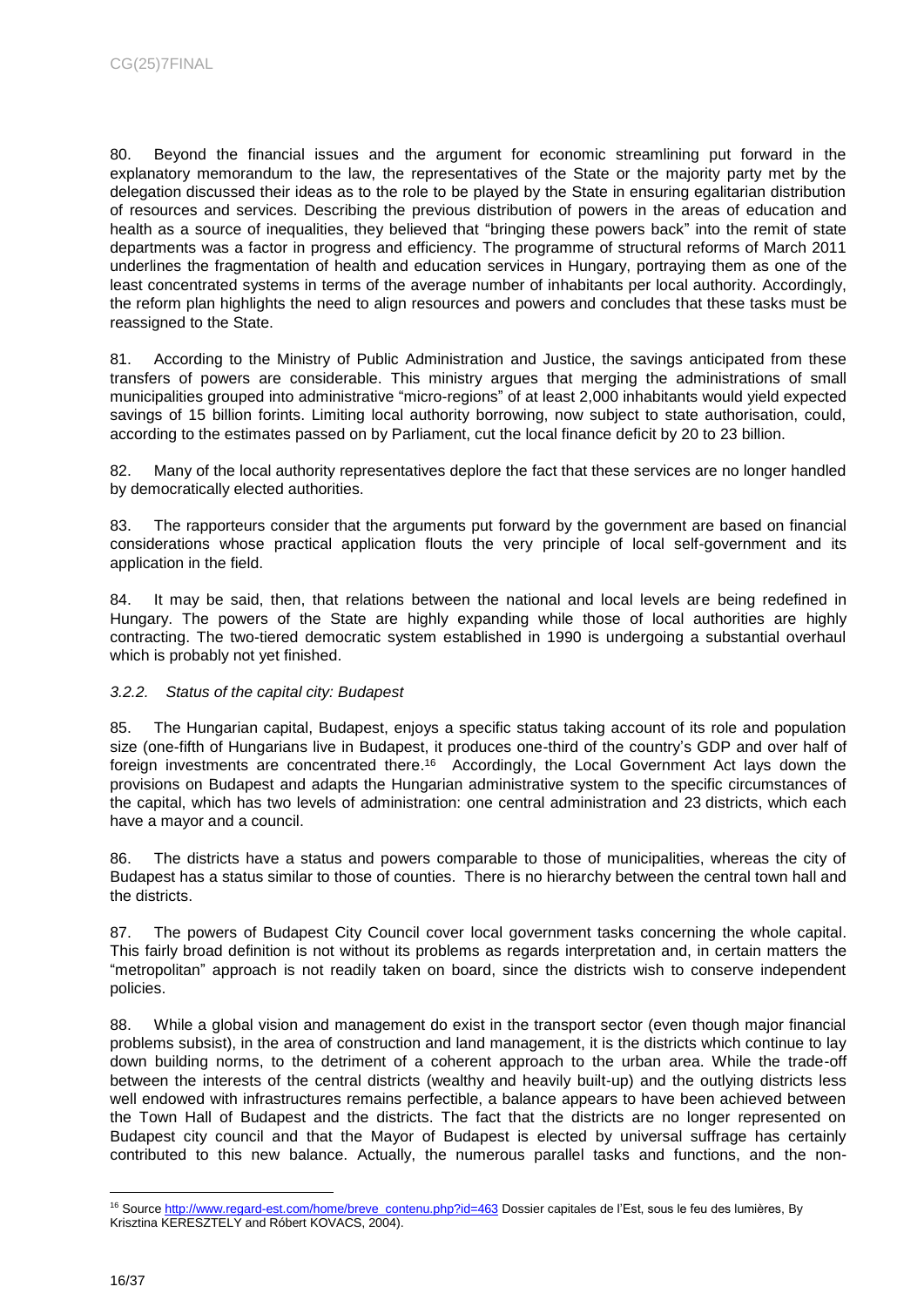80. Beyond the financial issues and the argument for economic streamlining put forward in the explanatory memorandum to the law, the representatives of the State or the majority party met by the delegation discussed their ideas as to the role to be played by the State in ensuring egalitarian distribution of resources and services. Describing the previous distribution of powers in the areas of education and health as a source of inequalities, they believed that "bringing these powers back" into the remit of state departments was a factor in progress and efficiency. The programme of structural reforms of March 2011 underlines the fragmentation of health and education services in Hungary, portraying them as one of the least concentrated systems in terms of the average number of inhabitants per local authority. Accordingly, the reform plan highlights the need to align resources and powers and concludes that these tasks must be reassigned to the State.

81. According to the Ministry of Public Administration and Justice, the savings anticipated from these transfers of powers are considerable. This ministry argues that merging the administrations of small municipalities grouped into administrative "micro-regions" of at least 2,000 inhabitants would yield expected savings of 15 billion forints. Limiting local authority borrowing, now subject to state authorisation, could, according to the estimates passed on by Parliament, cut the local finance deficit by 20 to 23 billion.

82. Many of the local authority representatives deplore the fact that these services are no longer handled by democratically elected authorities.

83. The rapporteurs consider that the arguments put forward by the government are based on financial considerations whose practical application flouts the very principle of local self-government and its application in the field.

84. It may be said, then, that relations between the national and local levels are being redefined in Hungary. The powers of the State are highly expanding while those of local authorities are highly contracting. The two-tiered democratic system established in 1990 is undergoing a substantial overhaul which is probably not yet finished.

### *3.2.2. Status of the capital city: Budapest*

85. The Hungarian capital, Budapest, enjoys a specific status taking account of its role and population size (one-fifth of Hungarians live in Budapest, it produces one-third of the country's GDP and over half of foreign investments are concentrated there.[16] Accordingly, the Local Government Act lays down the provisions on Budapest and adapts the Hungarian administrative system to the specific circumstances of the capital, which has two levels of administration: one central administration and 23 districts, which each have a mayor and a council.

86. The districts have a status and powers comparable to those of municipalities, whereas the city of Budapest has a status similar to those of counties. There is no hierarchy between the central town hall and the districts.

87. The powers of Budapest City Council cover local government tasks concerning the whole capital. This fairly broad definition is not without its problems as regards interpretation and, in certain matters the "metropolitan" approach is not readily taken on board, since the districts wish to conserve independent policies.

88. While a global vision and management do exist in the transport sector (even though major financial problems subsist), in the area of construction and land management, it is the districts which continue to lay down building norms, to the detriment of a coherent approach to the urban area. While the trade-off between the interests of the central districts (wealthy and heavily built-up) and the outlying districts less well endowed with infrastructures remains perfectible, a balance appears to have been achieved between the Town Hall of Budapest and the districts. The fact that the districts are no longer represented on Budapest city council and that the Mayor of Budapest is elected by universal suffrage has certainly contributed to this new balance. Actually, the numerous parallel tasks and functions, and the non-

[16] Source http://www.regard-est.com/home/breve_contenu.php?id=463 Dossier capitales de l'Est, sous le feu des lumières, By Krisztina KERESZTELY and Róbert KOVACS, 2004).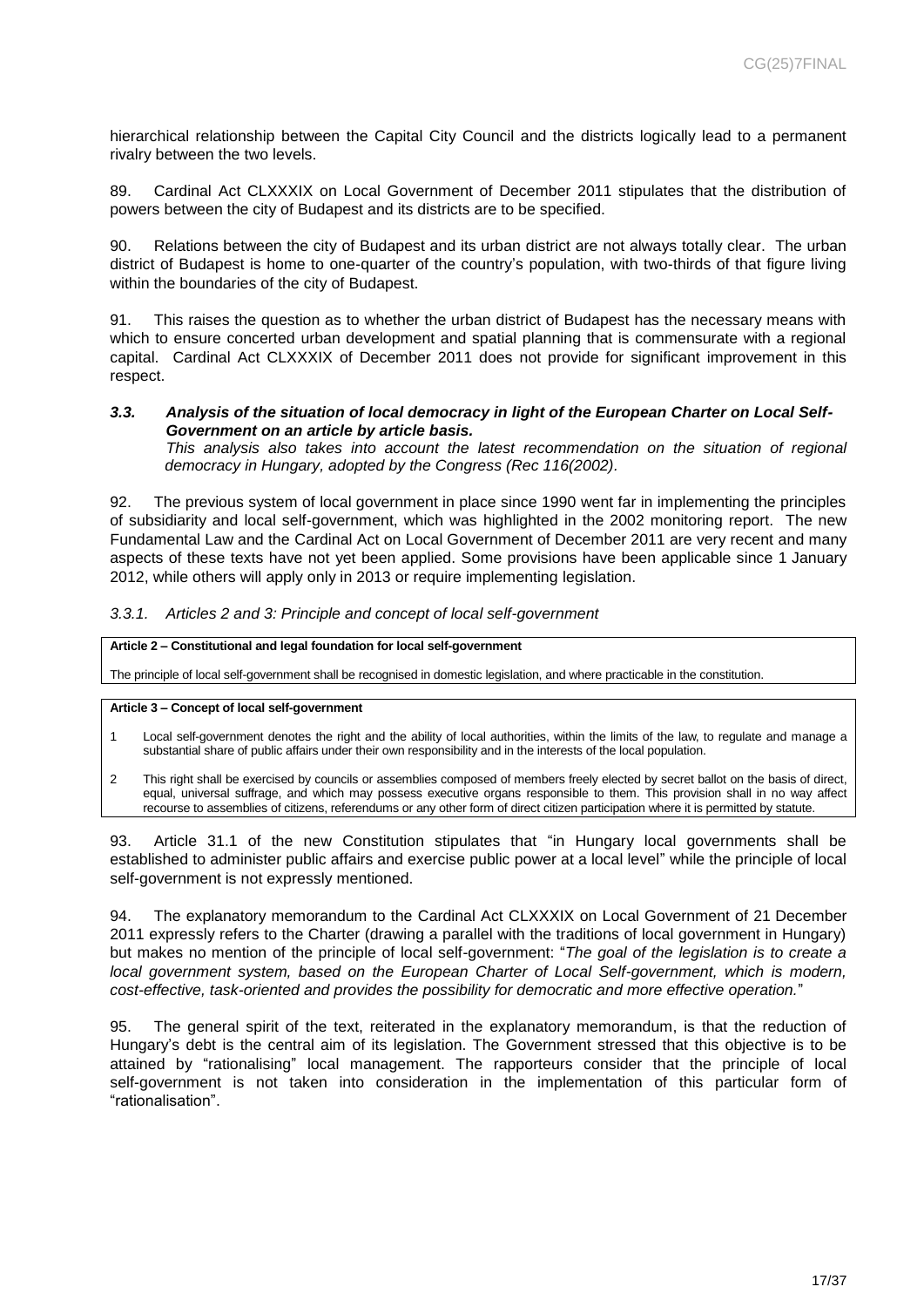hierarchical relationship between the Capital City Council and the districts logically lead to a permanent rivalry between the two levels.

89. Cardinal Act CLXXXIX on Local Government of December 2011 stipulates that the distribution of powers between the city of Budapest and its districts are to be specified.

90. Relations between the city of Budapest and its urban district are not always totally clear. The urban district of Budapest is home to one-quarter of the country's population, with two-thirds of that figure living within the boundaries of the city of Budapest.

91. This raises the question as to whether the urban district of Budapest has the necessary means with which to ensure concerted urban development and spatial planning that is commensurate with a regional capital. Cardinal Act CLXXXIX of December 2011 does not provide for significant improvement in this respect.

### *3.3. Analysis of the situation of local democracy in light of the European Charter on Local Self-Government on an article by article basis.*

*This analysis also takes into account the latest recommendation on the situation of regional democracy in Hungary, adopted by the Congress (Rec 116(2002).*

92. The previous system of local government in place since 1990 went far in implementing the principles of subsidiarity and local self-government, which was highlighted in the 2002 monitoring report. The new Fundamental Law and the Cardinal Act on Local Government of December 2011 are very recent and many aspects of these texts have not yet been applied. Some provisions have been applicable since 1 January 2012, while others will apply only in 2013 or require implementing legislation.

#### *3.3.1. Articles 2 and 3: Principle and concept of local self-government*

> **Article 2 – Constitutional and legal foundation for local self-government**
>
> The principle of local self-government shall be recognised in domestic legislation, and where practicable in the constitution.

> **Article 3 – Concept of local self-government**
>
> 1 Local self-government denotes the right and the ability of local authorities, within the limits of the law, to regulate and manage a substantial share of public affairs under their own responsibility and in the interests of the local population.
>
> 2 This right shall be exercised by councils or assemblies composed of members freely elected by secret ballot on the basis of direct, equal, universal suffrage, and which may possess executive organs responsible to them. This provision shall in no way affect recourse to assemblies of citizens, referendums or any other form of direct citizen participation where it is permitted by statute.

93. Article 31.1 of the new Constitution stipulates that "in Hungary local governments shall be established to administer public affairs and exercise public power at a local level" while the principle of local self-government is not expressly mentioned.

94. The explanatory memorandum to the Cardinal Act CLXXXIX on Local Government of 21 December 2011 expressly refers to the Charter (drawing a parallel with the traditions of local government in Hungary) but makes no mention of the principle of local self-government: "*The goal of the legislation is to create a local government system, based on the European Charter of Local Self-government, which is modern, cost-effective, task-oriented and provides the possibility for democratic and more effective operation.*"

95. The general spirit of the text, reiterated in the explanatory memorandum, is that the reduction of Hungary's debt is the central aim of its legislation. The Government stressed that this objective is to be attained by "rationalising" local management. The rapporteurs consider that the principle of local self-government is not taken into consideration in the implementation of this particular form of "rationalisation".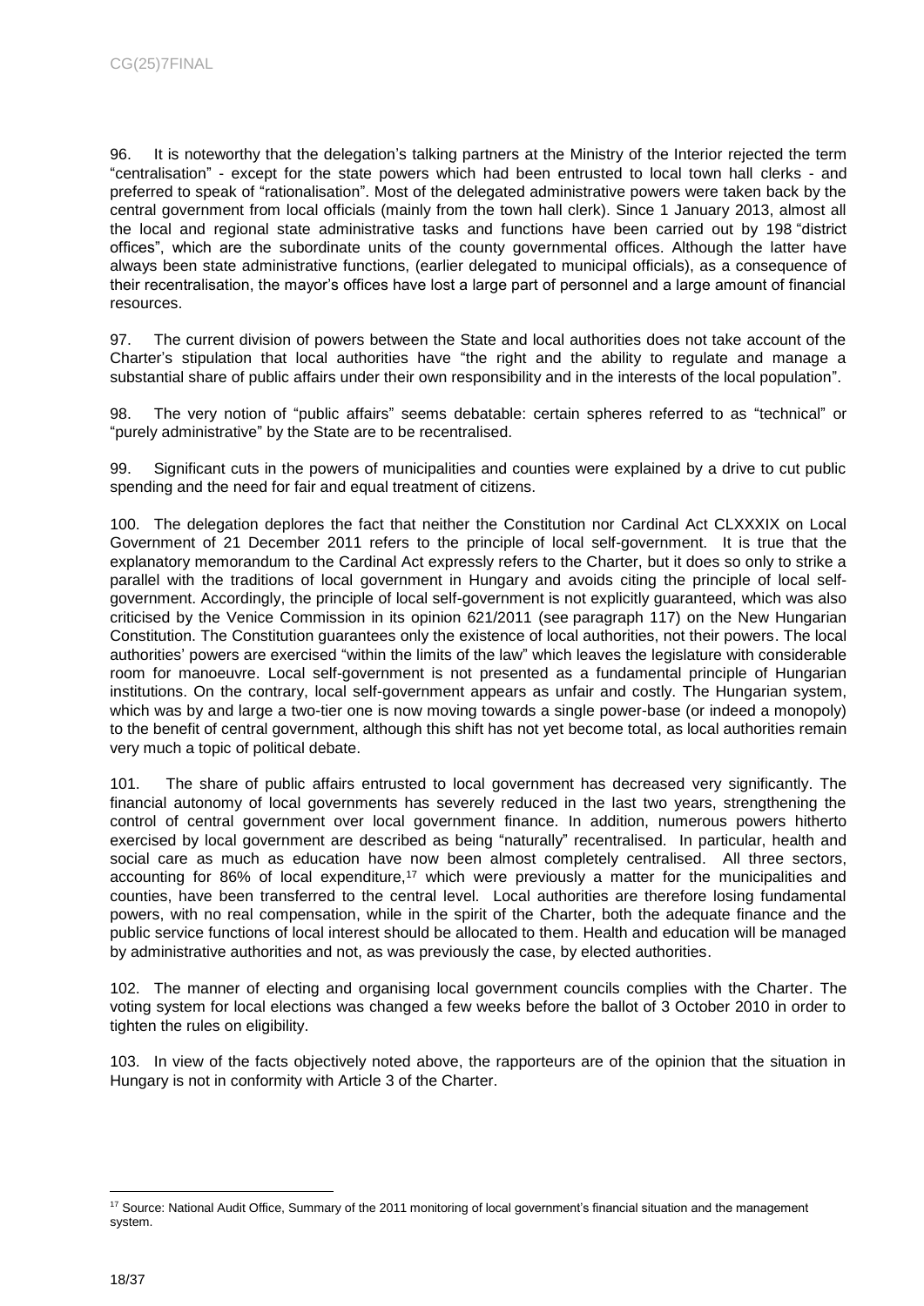96. It is noteworthy that the delegation's talking partners at the Ministry of the Interior rejected the term "centralisation" - except for the state powers which had been entrusted to local town hall clerks - and preferred to speak of "rationalisation". Most of the delegated administrative powers were taken back by the central government from local officials (mainly from the town hall clerk). Since 1 January 2013, almost all the local and regional state administrative tasks and functions have been carried out by 198 "district offices", which are the subordinate units of the county governmental offices. Although the latter have always been state administrative functions, (earlier delegated to municipal officials), as a consequence of their recentralisation, the mayor's offices have lost a large part of personnel and a large amount of financial resources.

97. The current division of powers between the State and local authorities does not take account of the Charter's stipulation that local authorities have "the right and the ability to regulate and manage a substantial share of public affairs under their own responsibility and in the interests of the local population".

98. The very notion of "public affairs" seems debatable: certain spheres referred to as "technical" or "purely administrative" by the State are to be recentralised.

99. Significant cuts in the powers of municipalities and counties were explained by a drive to cut public spending and the need for fair and equal treatment of citizens.

100. The delegation deplores the fact that neither the Constitution nor Cardinal Act CLXXXIX on Local Government of 21 December 2011 refers to the principle of local self-government. It is true that the explanatory memorandum to the Cardinal Act expressly refers to the Charter, but it does so only to strike a parallel with the traditions of local government in Hungary and avoids citing the principle of local self-government. Accordingly, the principle of local self-government is not explicitly guaranteed, which was also criticised by the Venice Commission in its opinion 621/2011 (see paragraph 117) on the New Hungarian Constitution. The Constitution guarantees only the existence of local authorities, not their powers. The local authorities' powers are exercised "within the limits of the law" which leaves the legislature with considerable room for manoeuvre. Local self-government is not presented as a fundamental principle of Hungarian institutions. On the contrary, local self-government appears as unfair and costly. The Hungarian system, which was by and large a two-tier one is now moving towards a single power-base (or indeed a monopoly) to the benefit of central government, although this shift has not yet become total, as local authorities remain very much a topic of political debate.

101. The share of public affairs entrusted to local government has decreased very significantly. The financial autonomy of local governments has severely reduced in the last two years, strengthening the control of central government over local government finance. In addition, numerous powers hitherto exercised by local government are described as being "naturally" recentralised. In particular, health and social care as much as education have now been almost completely centralised. All three sectors, accounting for 86% of local expenditure,[17] which were previously a matter for the municipalities and counties, have been transferred to the central level. Local authorities are therefore losing fundamental powers, with no real compensation, while in the spirit of the Charter, both the adequate finance and the public service functions of local interest should be allocated to them. Health and education will be managed by administrative authorities and not, as was previously the case, by elected authorities.

102. The manner of electing and organising local government councils complies with the Charter. The voting system for local elections was changed a few weeks before the ballot of 3 October 2010 in order to tighten the rules on eligibility.

103. In view of the facts objectively noted above, the rapporteurs are of the opinion that the situation in Hungary is not in conformity with Article 3 of the Charter.

---

[17] Source: National Audit Office, Summary of the 2011 monitoring of local government's financial situation and the management system.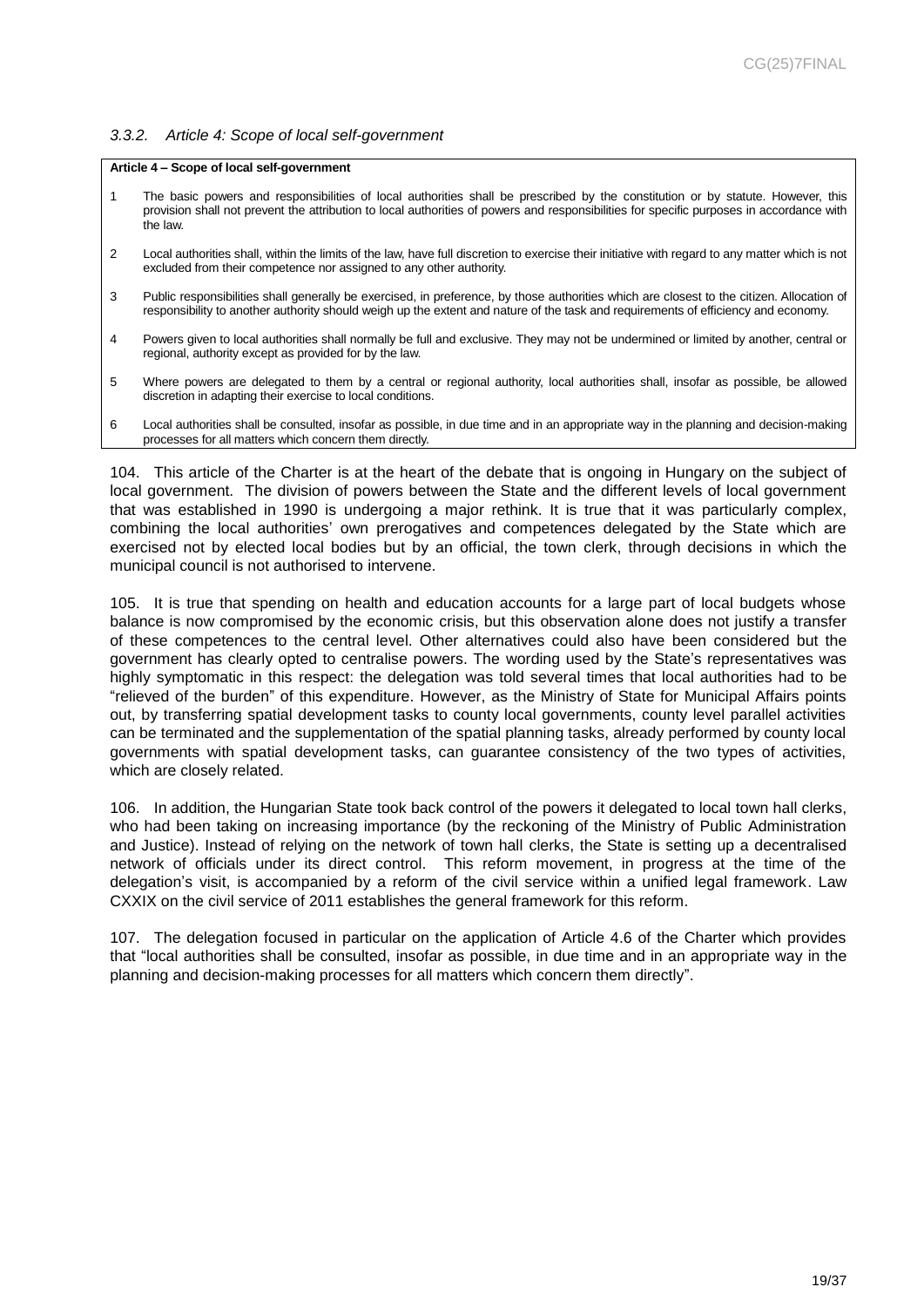### *3.3.2. Article 4: Scope of local self-government*

| **Article 4 – Scope of local self-government** | |
|---|---|
| 1 | The basic powers and responsibilities of local authorities shall be prescribed by the constitution or by statute. However, this provision shall not prevent the attribution to local authorities of powers and responsibilities for specific purposes in accordance with the law. |
| 2 | Local authorities shall, within the limits of the law, have full discretion to exercise their initiative with regard to any matter which is not excluded from their competence nor assigned to any other authority. |
| 3 | Public responsibilities shall generally be exercised, in preference, by those authorities which are closest to the citizen. Allocation of responsibility to another authority should weigh up the extent and nature of the task and requirements of efficiency and economy. |
| 4 | Powers given to local authorities shall normally be full and exclusive. They may not be undermined or limited by another, central or regional, authority except as provided for by the law. |
| 5 | Where powers are delegated to them by a central or regional authority, local authorities shall, insofar as possible, be allowed discretion in adapting their exercise to local conditions. |
| 6 | Local authorities shall be consulted, insofar as possible, in due time and in an appropriate way in the planning and decision-making processes for all matters which concern them directly. |

104. This article of the Charter is at the heart of the debate that is ongoing in Hungary on the subject of local government. The division of powers between the State and the different levels of local government that was established in 1990 is undergoing a major rethink. It is true that it was particularly complex, combining the local authorities' own prerogatives and competences delegated by the State which are exercised not by elected local bodies but by an official, the town clerk, through decisions in which the municipal council is not authorised to intervene.

105. It is true that spending on health and education accounts for a large part of local budgets whose balance is now compromised by the economic crisis, but this observation alone does not justify a transfer of these competences to the central level. Other alternatives could also have been considered but the government has clearly opted to centralise powers. The wording used by the State's representatives was highly symptomatic in this respect: the delegation was told several times that local authorities had to be "relieved of the burden" of this expenditure. However, as the Ministry of State for Municipal Affairs points out, by transferring spatial development tasks to county local governments, county level parallel activities can be terminated and the supplementation of the spatial planning tasks, already performed by county local governments with spatial development tasks, can guarantee consistency of the two types of activities, which are closely related.

106. In addition, the Hungarian State took back control of the powers it delegated to local town hall clerks, who had been taking on increasing importance (by the reckoning of the Ministry of Public Administration and Justice). Instead of relying on the network of town hall clerks, the State is setting up a decentralised network of officials under its direct control. This reform movement, in progress at the time of the delegation's visit, is accompanied by a reform of the civil service within a unified legal framework. Law CXXIX on the civil service of 2011 establishes the general framework for this reform.

107. The delegation focused in particular on the application of Article 4.6 of the Charter which provides that "local authorities shall be consulted, insofar as possible, in due time and in an appropriate way in the planning and decision-making processes for all matters which concern them directly".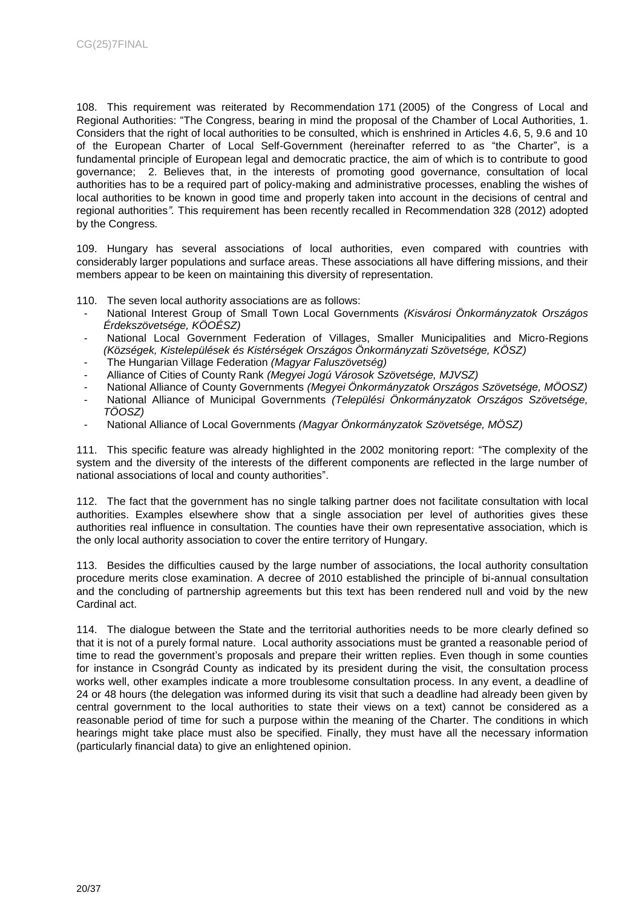108. This requirement was reiterated by Recommendation 171 (2005) of the Congress of Local and Regional Authorities: "The Congress, bearing in mind the proposal of the Chamber of Local Authorities, 1. Considers that the right of local authorities to be consulted, which is enshrined in Articles 4.6, 5, 9.6 and 10 of the European Charter of Local Self-Government (hereinafter referred to as "the Charter", is a fundamental principle of European legal and democratic practice, the aim of which is to contribute to good governance; 2. Believes that, in the interests of promoting good governance, consultation of local authorities has to be a required part of policy-making and administrative processes, enabling the wishes of local authorities to be known in good time and properly taken into account in the decisions of central and regional authorities*".* This requirement has been recently recalled in Recommendation 328 (2012) adopted by the Congress*.*

109. Hungary has several associations of local authorities, even compared with countries with considerably larger populations and surface areas. These associations all have differing missions, and their members appear to be keen on maintaining this diversity of representation.

110. The seven local authority associations are as follows:

- National Interest Group of Small Town Local Governments *(Kisvárosi Önkormányzatok Országos Érdekszövetsége, KÖOÉSZ)*
- National Local Government Federation of Villages, Smaller Municipalities and Micro-Regions *(Községek, Kistelepülések és Kistérségek Országos Önkormányzati Szövetsége, KÖSZ)*
- The Hungarian Village Federation *(Magyar Faluszövetség)*
- Alliance of Cities of County Rank *(Megyei Jogú Városok Szövetsége, MJVSZ)*
- National Alliance of County Governments *(Megyei Önkormányzatok Országos Szövetsége, MÖOSZ)*
- National Alliance of Municipal Governments *(Települési Önkormányzatok Országos Szövetsége, TÖOSZ)*
- National Alliance of Local Governments *(Magyar Önkormányzatok Szövetsége, MÖSZ)*

111. This specific feature was already highlighted in the 2002 monitoring report: "The complexity of the system and the diversity of the interests of the different components are reflected in the large number of national associations of local and county authorities".

112. The fact that the government has no single talking partner does not facilitate consultation with local authorities. Examples elsewhere show that a single association per level of authorities gives these authorities real influence in consultation. The counties have their own representative association, which is the only local authority association to cover the entire territory of Hungary.

113. Besides the difficulties caused by the large number of associations, the local authority consultation procedure merits close examination. A decree of 2010 established the principle of bi-annual consultation and the concluding of partnership agreements but this text has been rendered null and void by the new Cardinal act.

114. The dialogue between the State and the territorial authorities needs to be more clearly defined so that it is not of a purely formal nature. Local authority associations must be granted a reasonable period of time to read the government's proposals and prepare their written replies. Even though in some counties for instance in Csongrád County as indicated by its president during the visit, the consultation process works well, other examples indicate a more troublesome consultation process. In any event, a deadline of 24 or 48 hours (the delegation was informed during its visit that such a deadline had already been given by central government to the local authorities to state their views on a text) cannot be considered as a reasonable period of time for such a purpose within the meaning of the Charter. The conditions in which hearings might take place must also be specified. Finally, they must have all the necessary information (particularly financial data) to give an enlightened opinion.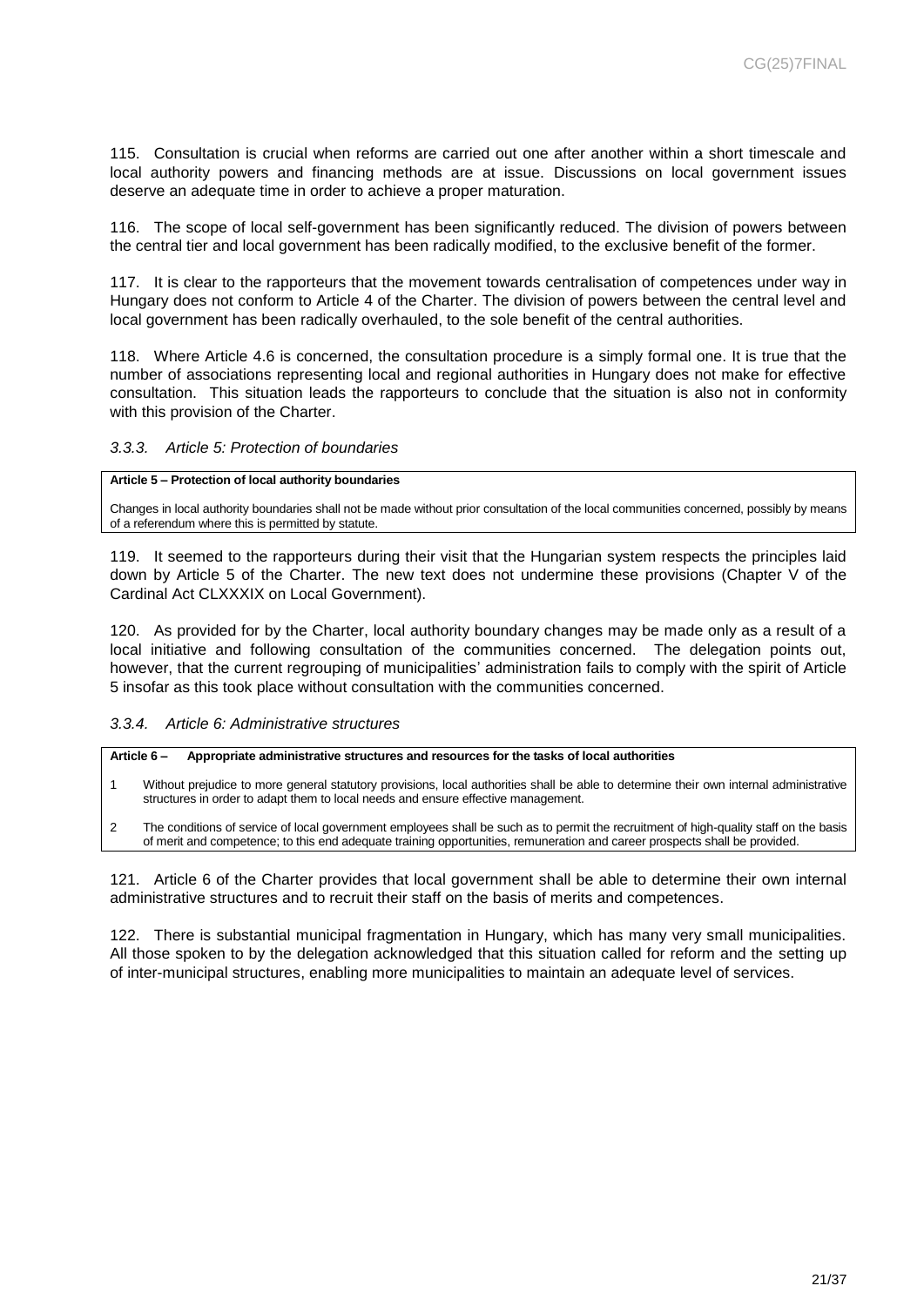115. Consultation is crucial when reforms are carried out one after another within a short timescale and local authority powers and financing methods are at issue. Discussions on local government issues deserve an adequate time in order to achieve a proper maturation.

116. The scope of local self-government has been significantly reduced. The division of powers between the central tier and local government has been radically modified, to the exclusive benefit of the former.

117. It is clear to the rapporteurs that the movement towards centralisation of competences under way in Hungary does not conform to Article 4 of the Charter. The division of powers between the central level and local government has been radically overhauled, to the sole benefit of the central authorities.

118. Where Article 4.6 is concerned, the consultation procedure is a simply formal one. It is true that the number of associations representing local and regional authorities in Hungary does not make for effective consultation. This situation leads the rapporteurs to conclude that the situation is also not in conformity with this provision of the Charter.

#### *3.3.3. Article 5: Protection of boundaries*

> **Article 5 – Protection of local authority boundaries**
>
> Changes in local authority boundaries shall not be made without prior consultation of the local communities concerned, possibly by means of a referendum where this is permitted by statute.

119. It seemed to the rapporteurs during their visit that the Hungarian system respects the principles laid down by Article 5 of the Charter. The new text does not undermine these provisions (Chapter V of the Cardinal Act CLXXXIX on Local Government).

120. As provided for by the Charter, local authority boundary changes may be made only as a result of a local initiative and following consultation of the communities concerned. The delegation points out, however, that the current regrouping of municipalities' administration fails to comply with the spirit of Article 5 insofar as this took place without consultation with the communities concerned.

#### *3.3.4. Article 6: Administrative structures*

> **Article 6 – Appropriate administrative structures and resources for the tasks of local authorities**
>
> 1 Without prejudice to more general statutory provisions, local authorities shall be able to determine their own internal administrative structures in order to adapt them to local needs and ensure effective management.
>
> 2 The conditions of service of local government employees shall be such as to permit the recruitment of high-quality staff on the basis of merit and competence; to this end adequate training opportunities, remuneration and career prospects shall be provided.

121. Article 6 of the Charter provides that local government shall be able to determine their own internal administrative structures and to recruit their staff on the basis of merits and competences.

122. There is substantial municipal fragmentation in Hungary, which has many very small municipalities. All those spoken to by the delegation acknowledged that this situation called for reform and the setting up of inter-municipal structures, enabling more municipalities to maintain an adequate level of services.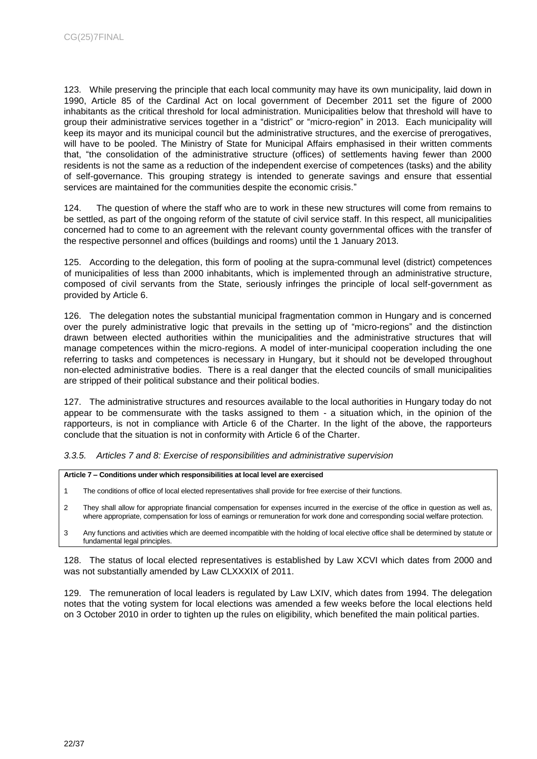123. While preserving the principle that each local community may have its own municipality, laid down in 1990, Article 85 of the Cardinal Act on local government of December 2011 set the figure of 2000 inhabitants as the critical threshold for local administration. Municipalities below that threshold will have to group their administrative services together in a "district" or "micro-region" in 2013. Each municipality will keep its mayor and its municipal council but the administrative structures, and the exercise of prerogatives, will have to be pooled. The Ministry of State for Municipal Affairs emphasised in their written comments that, "the consolidation of the administrative structure (offices) of settlements having fewer than 2000 residents is not the same as a reduction of the independent exercise of competences (tasks) and the ability of self-governance. This grouping strategy is intended to generate savings and ensure that essential services are maintained for the communities despite the economic crisis."

124. The question of where the staff who are to work in these new structures will come from remains to be settled, as part of the ongoing reform of the statute of civil service staff. In this respect, all municipalities concerned had to come to an agreement with the relevant county governmental offices with the transfer of the respective personnel and offices (buildings and rooms) until the 1 January 2013.

125. According to the delegation, this form of pooling at the supra-communal level (district) competences of municipalities of less than 2000 inhabitants, which is implemented through an administrative structure, composed of civil servants from the State, seriously infringes the principle of local self-government as provided by Article 6.

126. The delegation notes the substantial municipal fragmentation common in Hungary and is concerned over the purely administrative logic that prevails in the setting up of "micro-regions" and the distinction drawn between elected authorities within the municipalities and the administrative structures that will manage competences within the micro-regions. A model of inter-municipal cooperation including the one referring to tasks and competences is necessary in Hungary, but it should not be developed throughout non-elected administrative bodies. There is a real danger that the elected councils of small municipalities are stripped of their political substance and their political bodies.

127. The administrative structures and resources available to the local authorities in Hungary today do not appear to be commensurate with the tasks assigned to them - a situation which, in the opinion of the rapporteurs, is not in compliance with Article 6 of the Charter. In the light of the above, the rapporteurs conclude that the situation is not in conformity with Article 6 of the Charter.

### *3.3.5. Articles 7 and 8: Exercise of responsibilities and administrative supervision*

**Article 7 – Conditions under which responsibilities at local level are exercised**

1 The conditions of office of local elected representatives shall provide for free exercise of their functions.

2 They shall allow for appropriate financial compensation for expenses incurred in the exercise of the office in question as well as, where appropriate, compensation for loss of earnings or remuneration for work done and corresponding social welfare protection.

3 Any functions and activities which are deemed incompatible with the holding of local elective office shall be determined by statute or fundamental legal principles.

128. The status of local elected representatives is established by Law XCVI which dates from 2000 and was not substantially amended by Law CLXXXIX of 2011.

129. The remuneration of local leaders is regulated by Law LXIV, which dates from 1994. The delegation notes that the voting system for local elections was amended a few weeks before the local elections held on 3 October 2010 in order to tighten up the rules on eligibility, which benefited the main political parties.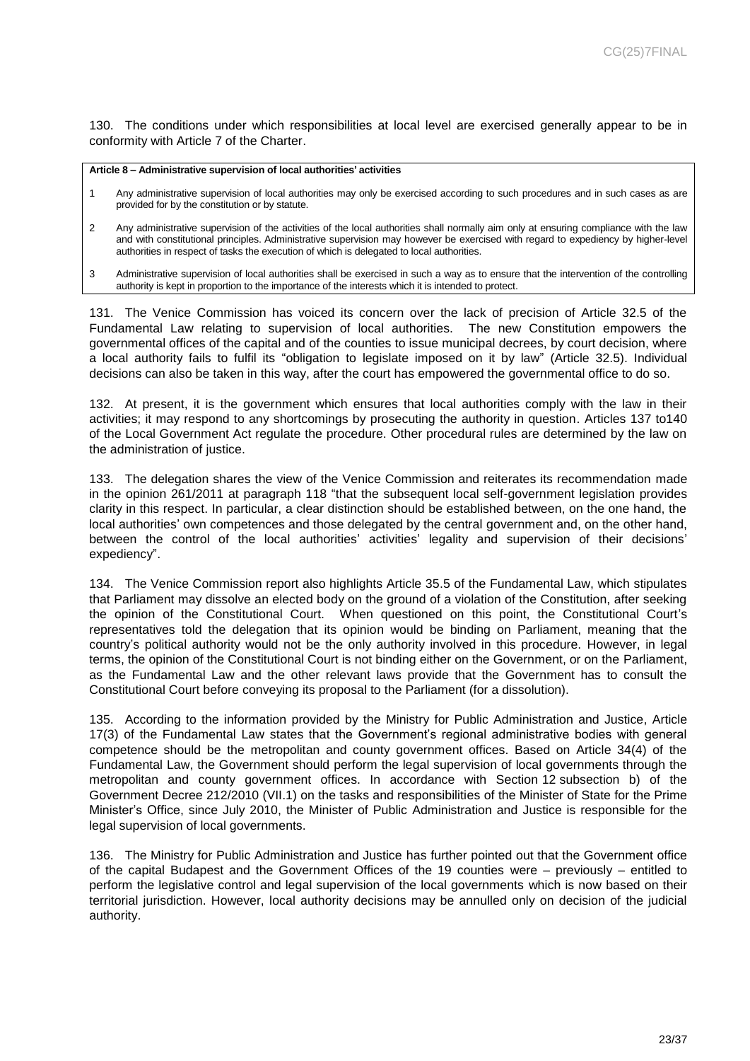130. The conditions under which responsibilities at local level are exercised generally appear to be in conformity with Article 7 of the Charter.

**Article 8 – Administrative supervision of local authorities' activities**

1 Any administrative supervision of local authorities may only be exercised according to such procedures and in such cases as are provided for by the constitution or by statute.

2 Any administrative supervision of the activities of the local authorities shall normally aim only at ensuring compliance with the law and with constitutional principles. Administrative supervision may however be exercised with regard to expediency by higher-level authorities in respect of tasks the execution of which is delegated to local authorities.

3 Administrative supervision of local authorities shall be exercised in such a way as to ensure that the intervention of the controlling authority is kept in proportion to the importance of the interests which it is intended to protect.

131. The Venice Commission has voiced its concern over the lack of precision of Article 32.5 of the Fundamental Law relating to supervision of local authorities. The new Constitution empowers the governmental offices of the capital and of the counties to issue municipal decrees, by court decision, where a local authority fails to fulfil its "obligation to legislate imposed on it by law" (Article 32.5). Individual decisions can also be taken in this way, after the court has empowered the governmental office to do so.

132. At present, it is the government which ensures that local authorities comply with the law in their activities; it may respond to any shortcomings by prosecuting the authority in question. Articles 137 to140 of the Local Government Act regulate the procedure. Other procedural rules are determined by the law on the administration of justice.

133. The delegation shares the view of the Venice Commission and reiterates its recommendation made in the opinion 261/2011 at paragraph 118 "that the subsequent local self-government legislation provides clarity in this respect. In particular, a clear distinction should be established between, on the one hand, the local authorities' own competences and those delegated by the central government and, on the other hand, between the control of the local authorities' activities' legality and supervision of their decisions' expediency".

134. The Venice Commission report also highlights Article 35.5 of the Fundamental Law, which stipulates that Parliament may dissolve an elected body on the ground of a violation of the Constitution, after seeking the opinion of the Constitutional Court. When questioned on this point, the Constitutional Court's representatives told the delegation that its opinion would be binding on Parliament, meaning that the country's political authority would not be the only authority involved in this procedure. However, in legal terms, the opinion of the Constitutional Court is not binding either on the Government, or on the Parliament, as the Fundamental Law and the other relevant laws provide that the Government has to consult the Constitutional Court before conveying its proposal to the Parliament (for a dissolution).

135. According to the information provided by the Ministry for Public Administration and Justice, Article 17(3) of the Fundamental Law states that the Government's regional administrative bodies with general competence should be the metropolitan and county government offices. Based on Article 34(4) of the Fundamental Law, the Government should perform the legal supervision of local governments through the metropolitan and county government offices. In accordance with Section 12 subsection b) of the Government Decree 212/2010 (VII.1) on the tasks and responsibilities of the Minister of State for the Prime Minister's Office, since July 2010, the Minister of Public Administration and Justice is responsible for the legal supervision of local governments.

136. The Ministry for Public Administration and Justice has further pointed out that the Government office of the capital Budapest and the Government Offices of the 19 counties were – previously – entitled to perform the legislative control and legal supervision of the local governments which is now based on their territorial jurisdiction. However, local authority decisions may be annulled only on decision of the judicial authority.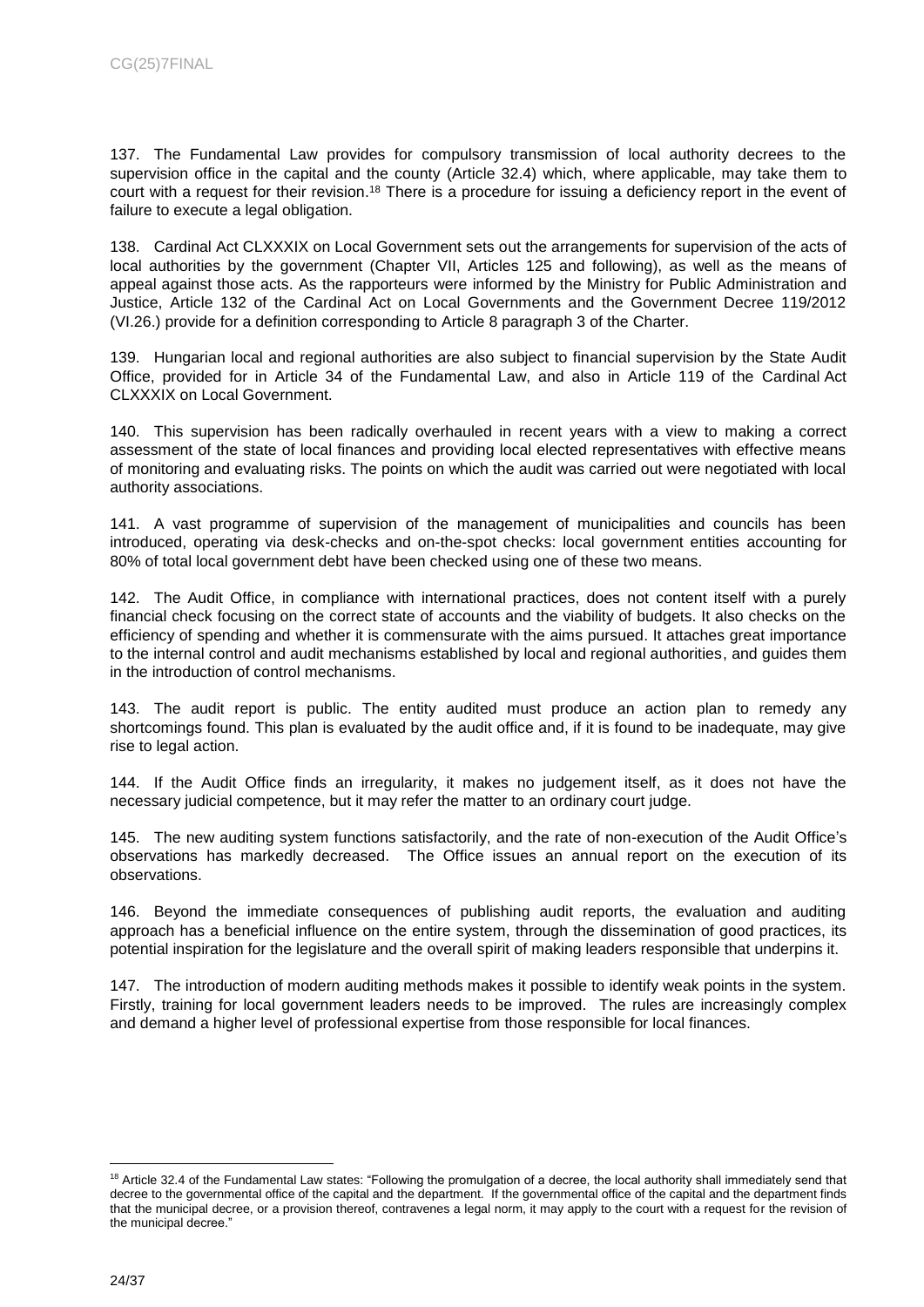137. The Fundamental Law provides for compulsory transmission of local authority decrees to the supervision office in the capital and the county (Article 32.4) which, where applicable, may take them to court with a request for their revision.[18] There is a procedure for issuing a deficiency report in the event of failure to execute a legal obligation.

138. Cardinal Act CLXXXIX on Local Government sets out the arrangements for supervision of the acts of local authorities by the government (Chapter VII, Articles 125 and following), as well as the means of appeal against those acts. As the rapporteurs were informed by the Ministry for Public Administration and Justice, Article 132 of the Cardinal Act on Local Governments and the Government Decree 119/2012 (VI.26.) provide for a definition corresponding to Article 8 paragraph 3 of the Charter.

139. Hungarian local and regional authorities are also subject to financial supervision by the State Audit Office, provided for in Article 34 of the Fundamental Law, and also in Article 119 of the Cardinal Act CLXXXIX on Local Government.

140. This supervision has been radically overhauled in recent years with a view to making a correct assessment of the state of local finances and providing local elected representatives with effective means of monitoring and evaluating risks. The points on which the audit was carried out were negotiated with local authority associations.

141. A vast programme of supervision of the management of municipalities and councils has been introduced, operating via desk-checks and on-the-spot checks: local government entities accounting for 80% of total local government debt have been checked using one of these two means.

142. The Audit Office, in compliance with international practices, does not content itself with a purely financial check focusing on the correct state of accounts and the viability of budgets. It also checks on the efficiency of spending and whether it is commensurate with the aims pursued. It attaches great importance to the internal control and audit mechanisms established by local and regional authorities, and guides them in the introduction of control mechanisms.

143. The audit report is public. The entity audited must produce an action plan to remedy any shortcomings found. This plan is evaluated by the audit office and, if it is found to be inadequate, may give rise to legal action.

144. If the Audit Office finds an irregularity, it makes no judgement itself, as it does not have the necessary judicial competence, but it may refer the matter to an ordinary court judge.

145. The new auditing system functions satisfactorily, and the rate of non-execution of the Audit Office's observations has markedly decreased. The Office issues an annual report on the execution of its observations.

146. Beyond the immediate consequences of publishing audit reports, the evaluation and auditing approach has a beneficial influence on the entire system, through the dissemination of good practices, its potential inspiration for the legislature and the overall spirit of making leaders responsible that underpins it.

147. The introduction of modern auditing methods makes it possible to identify weak points in the system. Firstly, training for local government leaders needs to be improved. The rules are increasingly complex and demand a higher level of professional expertise from those responsible for local finances.

---

[18] Article 32.4 of the Fundamental Law states: "Following the promulgation of a decree, the local authority shall immediately send that decree to the governmental office of the capital and the department. If the governmental office of the capital and the department finds that the municipal decree, or a provision thereof, contravenes a legal norm, it may apply to the court with a request for the revision of the municipal decree."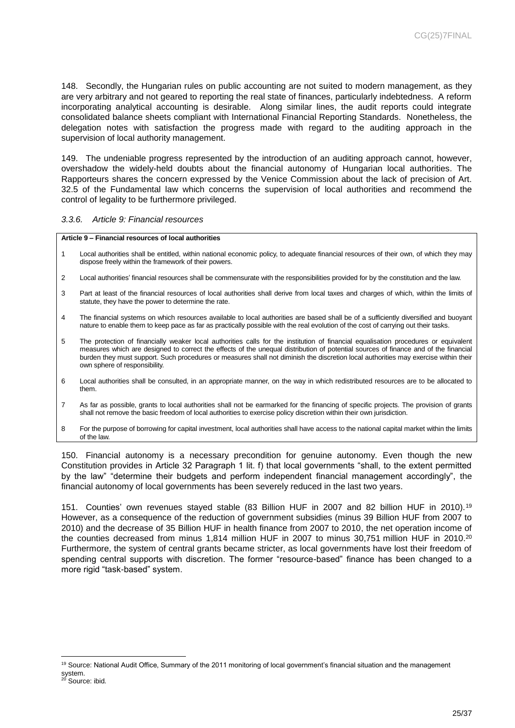148. Secondly, the Hungarian rules on public accounting are not suited to modern management, as they are very arbitrary and not geared to reporting the real state of finances, particularly indebtedness. A reform incorporating analytical accounting is desirable. Along similar lines, the audit reports could integrate consolidated balance sheets compliant with International Financial Reporting Standards. Nonetheless, the delegation notes with satisfaction the progress made with regard to the auditing approach in the supervision of local authority management.

149. The undeniable progress represented by the introduction of an auditing approach cannot, however, overshadow the widely-held doubts about the financial autonomy of Hungarian local authorities. The Rapporteurs shares the concern expressed by the Venice Commission about the lack of precision of Art. 32.5 of the Fundamental law which concerns the supervision of local authorities and recommend the control of legality to be furthermore privileged.

### *3.3.6. Article 9: Financial resources*

**Article 9 – Financial resources of local authorities**

1. Local authorities shall be entitled, within national economic policy, to adequate financial resources of their own, of which they may dispose freely within the framework of their powers.
2. Local authorities' financial resources shall be commensurate with the responsibilities provided for by the constitution and the law.
3. Part at least of the financial resources of local authorities shall derive from local taxes and charges of which, within the limits of statute, they have the power to determine the rate.
4. The financial systems on which resources available to local authorities are based shall be of a sufficiently diversified and buoyant nature to enable them to keep pace as far as practically possible with the real evolution of the cost of carrying out their tasks.
5. The protection of financially weaker local authorities calls for the institution of financial equalisation procedures or equivalent measures which are designed to correct the effects of the unequal distribution of potential sources of finance and of the financial burden they must support. Such procedures or measures shall not diminish the discretion local authorities may exercise within their own sphere of responsibility.
6. Local authorities shall be consulted, in an appropriate manner, on the way in which redistributed resources are to be allocated to them.
7. As far as possible, grants to local authorities shall not be earmarked for the financing of specific projects. The provision of grants shall not remove the basic freedom of local authorities to exercise policy discretion within their own jurisdiction.
8. For the purpose of borrowing for capital investment, local authorities shall have access to the national capital market within the limits of the law.

150. Financial autonomy is a necessary precondition for genuine autonomy. Even though the new Constitution provides in Article 32 Paragraph 1 lit. f) that local governments "shall, to the extent permitted by the law" "determine their budgets and perform independent financial management accordingly", the financial autonomy of local governments has been severely reduced in the last two years.

151. Counties' own revenues stayed stable (83 Billion HUF in 2007 and 82 billion HUF in 2010).[19] However, as a consequence of the reduction of government subsidies (minus 39 Billion HUF from 2007 to 2010) and the decrease of 35 Billion HUF in health finance from 2007 to 2010, the net operation income of the counties decreased from minus 1,814 million HUF in 2007 to minus 30,751 million HUF in 2010.[20] Furthermore, the system of central grants became stricter, as local governments have lost their freedom of spending central supports with discretion. The former "resource-based" finance has been changed to a more rigid "task-based" system.

---

[19] Source: National Audit Office, Summary of the 2011 monitoring of local government's financial situation and the management system.

[20] Source: ibid.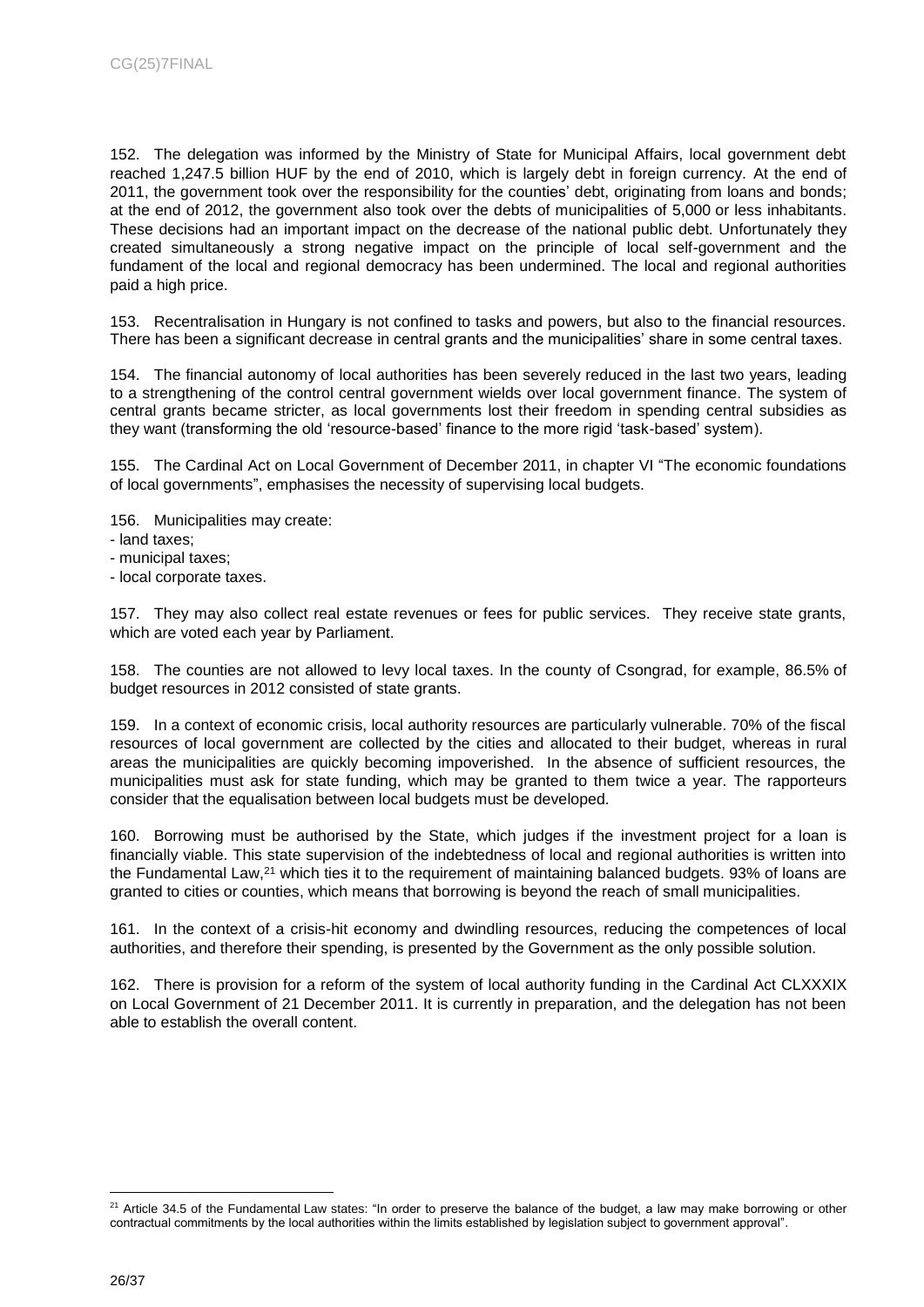152. The delegation was informed by the Ministry of State for Municipal Affairs, local government debt reached 1,247.5 billion HUF by the end of 2010, which is largely debt in foreign currency. At the end of 2011, the government took over the responsibility for the counties' debt, originating from loans and bonds; at the end of 2012, the government also took over the debts of municipalities of 5,000 or less inhabitants. These decisions had an important impact on the decrease of the national public debt. Unfortunately they created simultaneously a strong negative impact on the principle of local self-government and the fundament of the local and regional democracy has been undermined. The local and regional authorities paid a high price.

153. Recentralisation in Hungary is not confined to tasks and powers, but also to the financial resources. There has been a significant decrease in central grants and the municipalities' share in some central taxes.

154. The financial autonomy of local authorities has been severely reduced in the last two years, leading to a strengthening of the control central government wields over local government finance. The system of central grants became stricter, as local governments lost their freedom in spending central subsidies as they want (transforming the old 'resource-based' finance to the more rigid 'task-based' system).

155. The Cardinal Act on Local Government of December 2011, in chapter VI "The economic foundations of local governments", emphasises the necessity of supervising local budgets.

156. Municipalities may create:

- land taxes;
- municipal taxes;
- local corporate taxes.

157. They may also collect real estate revenues or fees for public services. They receive state grants, which are voted each year by Parliament.

158. The counties are not allowed to levy local taxes. In the county of Csongrad, for example, 86.5% of budget resources in 2012 consisted of state grants.

159. In a context of economic crisis, local authority resources are particularly vulnerable. 70% of the fiscal resources of local government are collected by the cities and allocated to their budget, whereas in rural areas the municipalities are quickly becoming impoverished. In the absence of sufficient resources, the municipalities must ask for state funding, which may be granted to them twice a year. The rapporteurs consider that the equalisation between local budgets must be developed.

160. Borrowing must be authorised by the State, which judges if the investment project for a loan is financially viable. This state supervision of the indebtedness of local and regional authorities is written into the Fundamental Law,[21] which ties it to the requirement of maintaining balanced budgets. 93% of loans are granted to cities or counties, which means that borrowing is beyond the reach of small municipalities.

161. In the context of a crisis-hit economy and dwindling resources, reducing the competences of local authorities, and therefore their spending, is presented by the Government as the only possible solution.

162. There is provision for a reform of the system of local authority funding in the Cardinal Act CLXXXIX on Local Government of 21 December 2011. It is currently in preparation, and the delegation has not been able to establish the overall content.

[21] Article 34.5 of the Fundamental Law states: "In order to preserve the balance of the budget, a law may make borrowing or other contractual commitments by the local authorities within the limits established by legislation subject to government approval".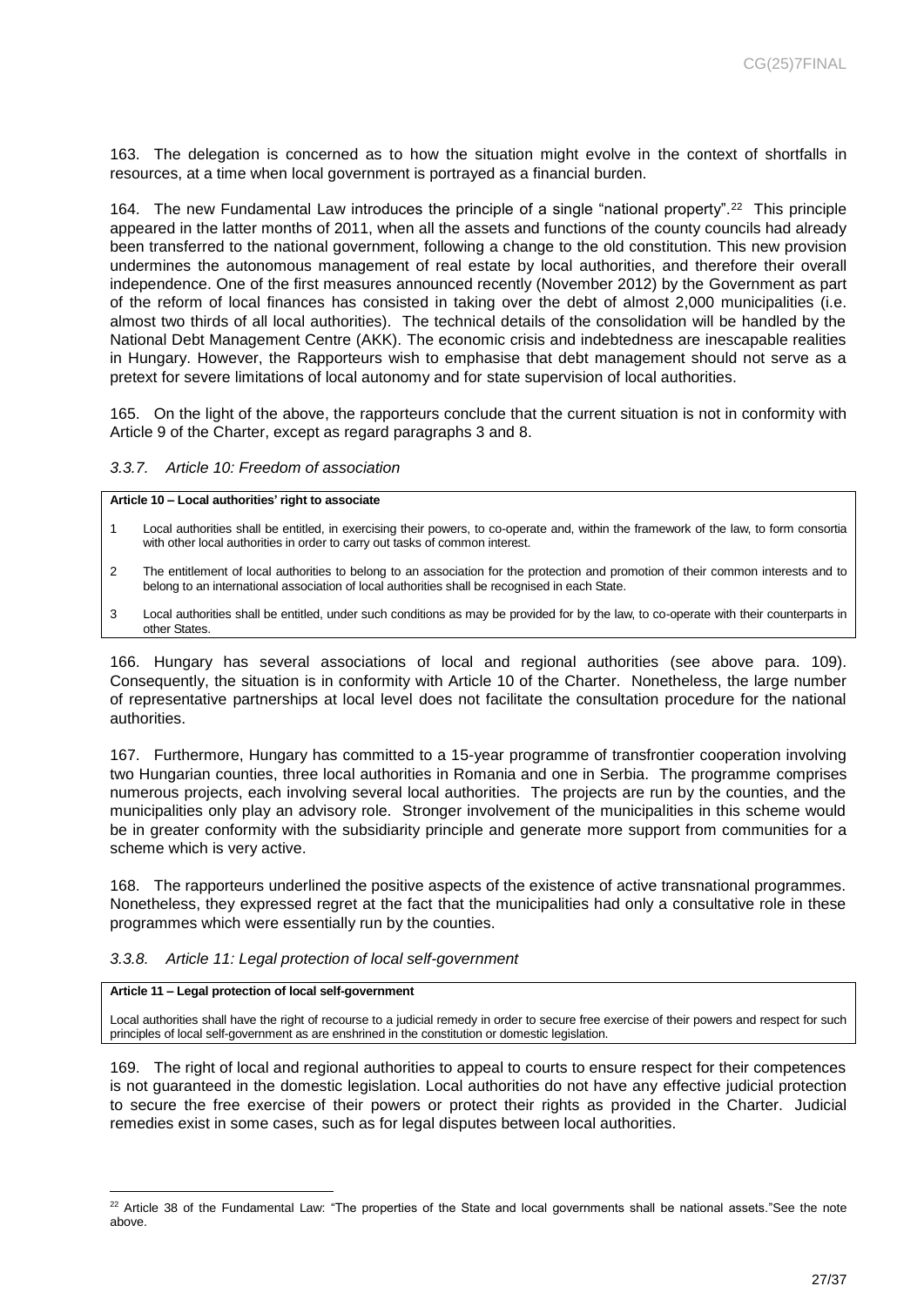163. The delegation is concerned as to how the situation might evolve in the context of shortfalls in resources, at a time when local government is portrayed as a financial burden.

164. The new Fundamental Law introduces the principle of a single "national property".[22] This principle appeared in the latter months of 2011, when all the assets and functions of the county councils had already been transferred to the national government, following a change to the old constitution. This new provision undermines the autonomous management of real estate by local authorities, and therefore their overall independence. One of the first measures announced recently (November 2012) by the Government as part of the reform of local finances has consisted in taking over the debt of almost 2,000 municipalities (i.e. almost two thirds of all local authorities). The technical details of the consolidation will be handled by the National Debt Management Centre (AKK). The economic crisis and indebtedness are inescapable realities in Hungary. However, the Rapporteurs wish to emphasise that debt management should not serve as a pretext for severe limitations of local autonomy and for state supervision of local authorities.

165. On the light of the above, the rapporteurs conclude that the current situation is not in conformity with Article 9 of the Charter, except as regard paragraphs 3 and 8.

### *3.3.7. Article 10: Freedom of association*

**Article 10 – Local authorities' right to associate**

1. Local authorities shall be entitled, in exercising their powers, to co-operate and, within the framework of the law, to form consortia with other local authorities in order to carry out tasks of common interest.
2. The entitlement of local authorities to belong to an association for the protection and promotion of their common interests and to belong to an international association of local authorities shall be recognised in each State.
3. Local authorities shall be entitled, under such conditions as may be provided for by the law, to co-operate with their counterparts in other States.

166. Hungary has several associations of local and regional authorities (see above para. 109). Consequently, the situation is in conformity with Article 10 of the Charter. Nonetheless, the large number of representative partnerships at local level does not facilitate the consultation procedure for the national authorities.

167. Furthermore, Hungary has committed to a 15-year programme of transfrontier cooperation involving two Hungarian counties, three local authorities in Romania and one in Serbia. The programme comprises numerous projects, each involving several local authorities. The projects are run by the counties, and the municipalities only play an advisory role. Stronger involvement of the municipalities in this scheme would be in greater conformity with the subsidiarity principle and generate more support from communities for a scheme which is very active.

168. The rapporteurs underlined the positive aspects of the existence of active transnational programmes. Nonetheless, they expressed regret at the fact that the municipalities had only a consultative role in these programmes which were essentially run by the counties.

### *3.3.8. Article 11: Legal protection of local self-government*

**Article 11 – Legal protection of local self-government**

Local authorities shall have the right of recourse to a judicial remedy in order to secure free exercise of their powers and respect for such principles of local self-government as are enshrined in the constitution or domestic legislation.

169. The right of local and regional authorities to appeal to courts to ensure respect for their competences is not guaranteed in the domestic legislation. Local authorities do not have any effective judicial protection to secure the free exercise of their powers or protect their rights as provided in the Charter. Judicial remedies exist in some cases, such as for legal disputes between local authorities.

---

[22] Article 38 of the Fundamental Law: "The properties of the State and local governments shall be national assets."See the note above.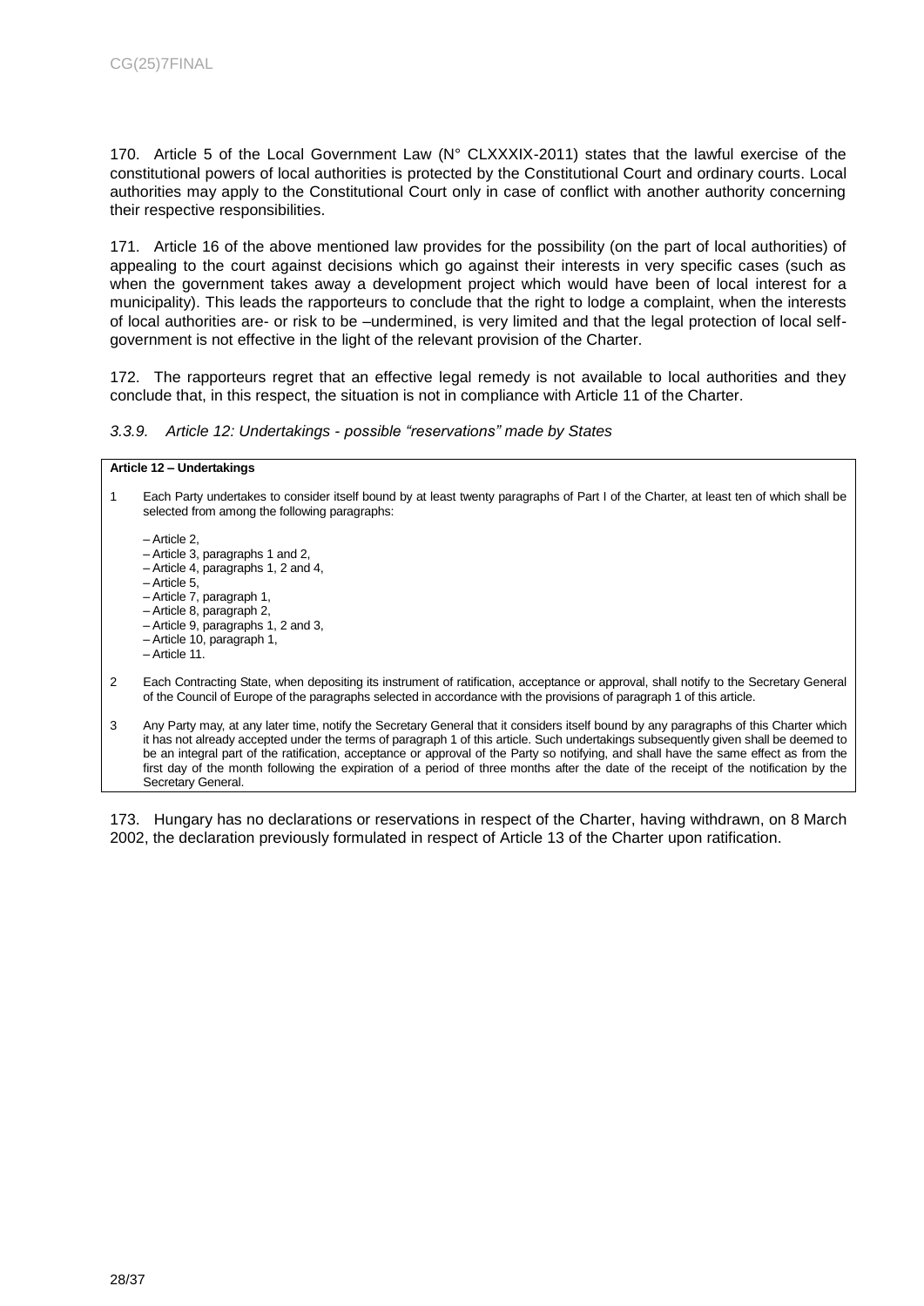170. Article 5 of the Local Government Law (N° CLXXXIX-2011) states that the lawful exercise of the constitutional powers of local authorities is protected by the Constitutional Court and ordinary courts. Local authorities may apply to the Constitutional Court only in case of conflict with another authority concerning their respective responsibilities.

171. Article 16 of the above mentioned law provides for the possibility (on the part of local authorities) of appealing to the court against decisions which go against their interests in very specific cases (such as when the government takes away a development project which would have been of local interest for a municipality). This leads the rapporteurs to conclude that the right to lodge a complaint, when the interests of local authorities are- or risk to be –undermined, is very limited and that the legal protection of local self-government is not effective in the light of the relevant provision of the Charter.

172. The rapporteurs regret that an effective legal remedy is not available to local authorities and they conclude that, in this respect, the situation is not in compliance with Article 11 of the Charter.

### *3.3.9. Article 12: Undertakings - possible "reservations" made by States*

**Article 12 – Undertakings**

1 Each Party undertakes to consider itself bound by at least twenty paragraphs of Part I of the Charter, at least ten of which shall be selected from among the following paragraphs:

– Article 2,
– Article 3, paragraphs 1 and 2,
– Article 4, paragraphs 1, 2 and 4,
– Article 5,
– Article 7, paragraph 1,
– Article 8, paragraph 2,
– Article 9, paragraphs 1, 2 and 3,
– Article 10, paragraph 1,
– Article 11.

2 Each Contracting State, when depositing its instrument of ratification, acceptance or approval, shall notify to the Secretary General of the Council of Europe of the paragraphs selected in accordance with the provisions of paragraph 1 of this article.

3 Any Party may, at any later time, notify the Secretary General that it considers itself bound by any paragraphs of this Charter which it has not already accepted under the terms of paragraph 1 of this article. Such undertakings subsequently given shall be deemed to be an integral part of the ratification, acceptance or approval of the Party so notifying, and shall have the same effect as from the first day of the month following the expiration of a period of three months after the date of the receipt of the notification by the Secretary General.

173. Hungary has no declarations or reservations in respect of the Charter, having withdrawn, on 8 March 2002, the declaration previously formulated in respect of Article 13 of the Charter upon ratification.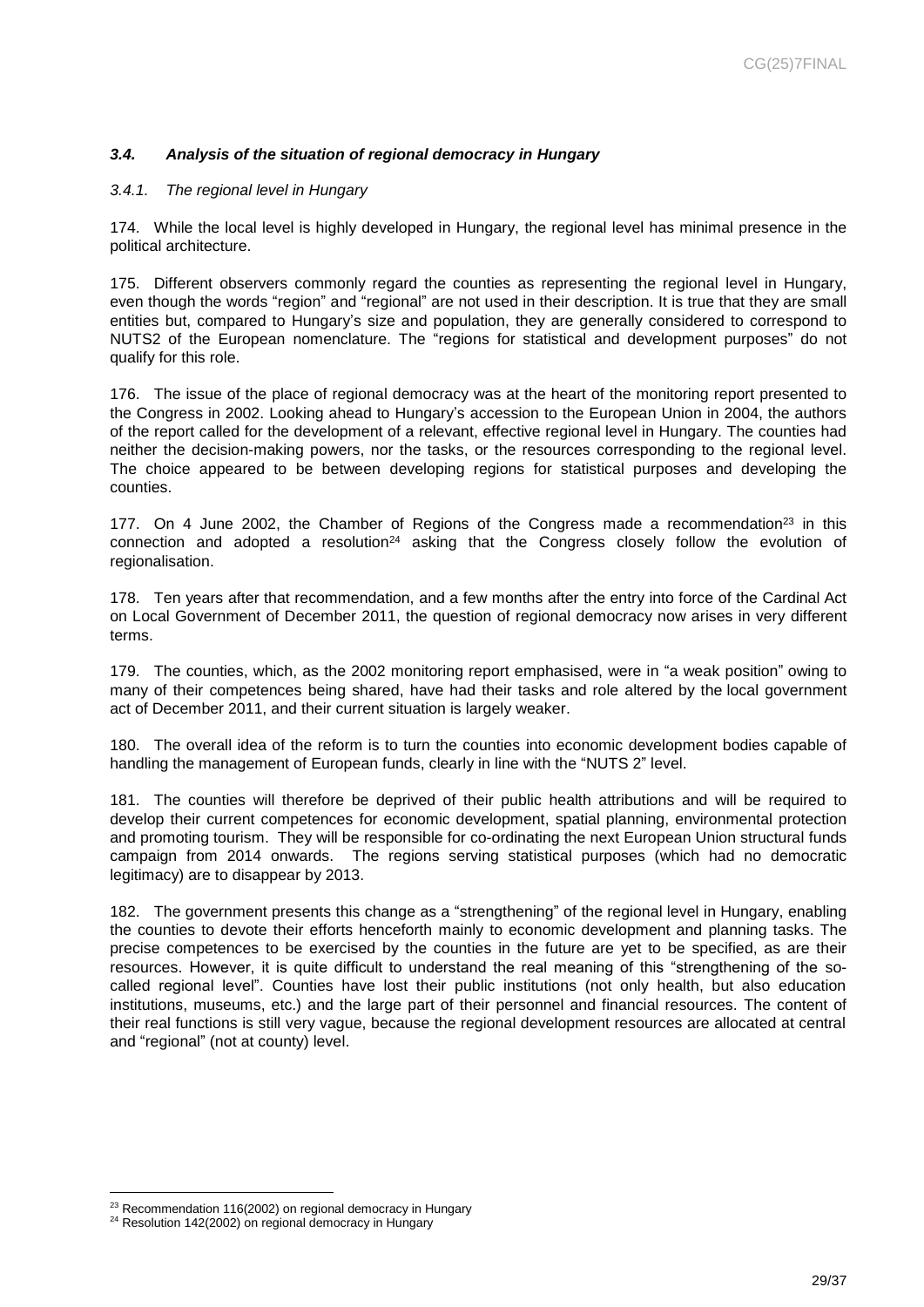### *3.4. Analysis of the situation of regional democracy in Hungary*

#### *3.4.1. The regional level in Hungary*

174. While the local level is highly developed in Hungary, the regional level has minimal presence in the political architecture.

175. Different observers commonly regard the counties as representing the regional level in Hungary, even though the words "region" and "regional" are not used in their description. It is true that they are small entities but, compared to Hungary's size and population, they are generally considered to correspond to NUTS2 of the European nomenclature. The "regions for statistical and development purposes" do not qualify for this role.

176. The issue of the place of regional democracy was at the heart of the monitoring report presented to the Congress in 2002. Looking ahead to Hungary's accession to the European Union in 2004, the authors of the report called for the development of a relevant, effective regional level in Hungary. The counties had neither the decision-making powers, nor the tasks, or the resources corresponding to the regional level. The choice appeared to be between developing regions for statistical purposes and developing the counties.

177. On 4 June 2002, the Chamber of Regions of the Congress made a recommendation[23] in this connection and adopted a resolution[24] asking that the Congress closely follow the evolution of regionalisation.

178. Ten years after that recommendation, and a few months after the entry into force of the Cardinal Act on Local Government of December 2011, the question of regional democracy now arises in very different terms.

179. The counties, which, as the 2002 monitoring report emphasised, were in "a weak position" owing to many of their competences being shared, have had their tasks and role altered by the local government act of December 2011, and their current situation is largely weaker.

180. The overall idea of the reform is to turn the counties into economic development bodies capable of handling the management of European funds, clearly in line with the "NUTS 2" level.

181. The counties will therefore be deprived of their public health attributions and will be required to develop their current competences for economic development, spatial planning, environmental protection and promoting tourism. They will be responsible for co-ordinating the next European Union structural funds campaign from 2014 onwards. The regions serving statistical purposes (which had no democratic legitimacy) are to disappear by 2013.

182. The government presents this change as a "strengthening" of the regional level in Hungary, enabling the counties to devote their efforts henceforth mainly to economic development and planning tasks. The precise competences to be exercised by the counties in the future are yet to be specified, as are their resources. However, it is quite difficult to understand the real meaning of this "strengthening of the so-called regional level". Counties have lost their public institutions (not only health, but also education institutions, museums, etc.) and the large part of their personnel and financial resources. The content of their real functions is still very vague, because the regional development resources are allocated at central and "regional" (not at county) level.

---

[23] Recommendation 116(2002) on regional democracy in Hungary

[24] Resolution 142(2002) on regional democracy in Hungary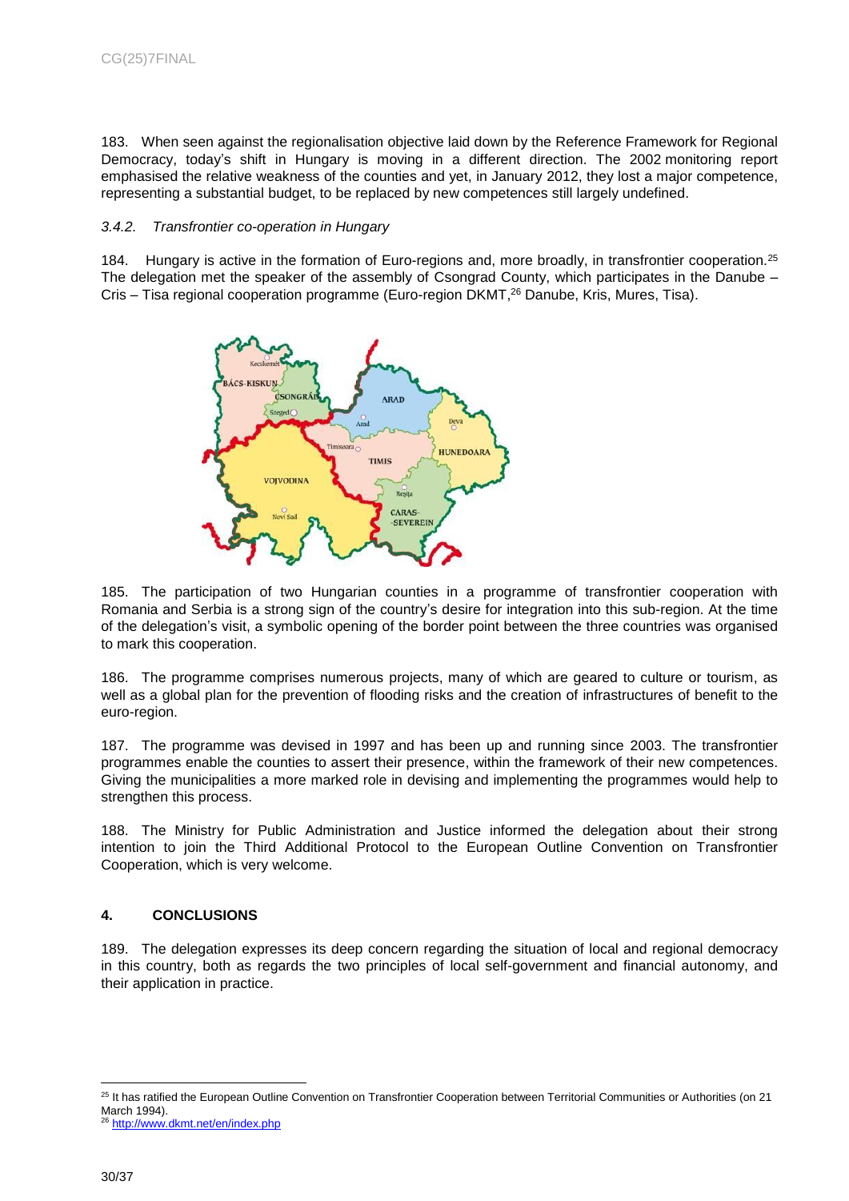183. When seen against the regionalisation objective laid down by the Reference Framework for Regional Democracy, today's shift in Hungary is moving in a different direction. The 2002 monitoring report emphasised the relative weakness of the counties and yet, in January 2012, they lost a major competence, representing a substantial budget, to be replaced by new competences still largely undefined.

### *3.4.2. Transfrontier co-operation in Hungary*

184. Hungary is active in the formation of Euro-regions and, more broadly, in transfrontier cooperation.[25] The delegation met the speaker of the assembly of Csongrad County, which participates in the Danube – Cris – Tisa regional cooperation programme (Euro-region DKMT,[26] Danube, Kris, Mures, Tisa).

185. The participation of two Hungarian counties in a programme of transfrontier cooperation with Romania and Serbia is a strong sign of the country's desire for integration into this sub-region. At the time of the delegation's visit, a symbolic opening of the border point between the three countries was organised to mark this cooperation.

186. The programme comprises numerous projects, many of which are geared to culture or tourism, as well as a global plan for the prevention of flooding risks and the creation of infrastructures of benefit to the euro-region.

187. The programme was devised in 1997 and has been up and running since 2003. The transfrontier programmes enable the counties to assert their presence, within the framework of their new competences. Giving the municipalities a more marked role in devising and implementing the programmes would help to strengthen this process.

188. The Ministry for Public Administration and Justice informed the delegation about their strong intention to join the Third Additional Protocol to the European Outline Convention on Transfrontier Cooperation, which is very welcome.

## 4. CONCLUSIONS

189. The delegation expresses its deep concern regarding the situation of local and regional democracy in this country, both as regards the two principles of local self-government and financial autonomy, and their application in practice.

---

[25] It has ratified the European Outline Convention on Transfrontier Cooperation between Territorial Communities or Authorities (on 21 March 1994).

[26] http://www.dkmt.net/en/index.php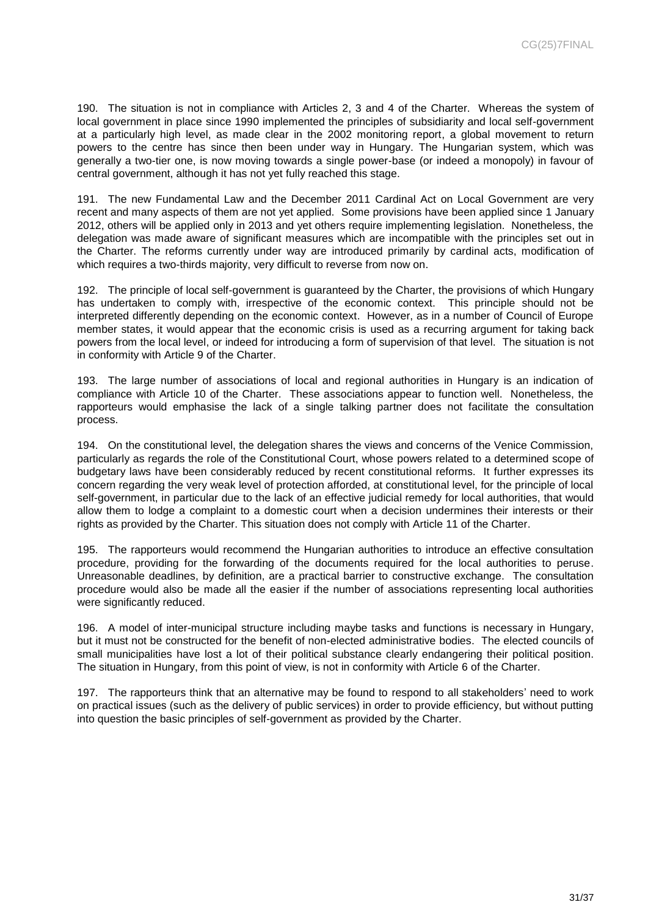190. The situation is not in compliance with Articles 2, 3 and 4 of the Charter. Whereas the system of local government in place since 1990 implemented the principles of subsidiarity and local self-government at a particularly high level, as made clear in the 2002 monitoring report, a global movement to return powers to the centre has since then been under way in Hungary. The Hungarian system, which was generally a two-tier one, is now moving towards a single power-base (or indeed a monopoly) in favour of central government, although it has not yet fully reached this stage.

191. The new Fundamental Law and the December 2011 Cardinal Act on Local Government are very recent and many aspects of them are not yet applied. Some provisions have been applied since 1 January 2012, others will be applied only in 2013 and yet others require implementing legislation. Nonetheless, the delegation was made aware of significant measures which are incompatible with the principles set out in the Charter. The reforms currently under way are introduced primarily by cardinal acts, modification of which requires a two-thirds majority, very difficult to reverse from now on.

192. The principle of local self-government is guaranteed by the Charter, the provisions of which Hungary has undertaken to comply with, irrespective of the economic context. This principle should not be interpreted differently depending on the economic context. However, as in a number of Council of Europe member states, it would appear that the economic crisis is used as a recurring argument for taking back powers from the local level, or indeed for introducing a form of supervision of that level. The situation is not in conformity with Article 9 of the Charter.

193. The large number of associations of local and regional authorities in Hungary is an indication of compliance with Article 10 of the Charter. These associations appear to function well. Nonetheless, the rapporteurs would emphasise the lack of a single talking partner does not facilitate the consultation process.

194. On the constitutional level, the delegation shares the views and concerns of the Venice Commission, particularly as regards the role of the Constitutional Court, whose powers related to a determined scope of budgetary laws have been considerably reduced by recent constitutional reforms. It further expresses its concern regarding the very weak level of protection afforded, at constitutional level, for the principle of local self-government, in particular due to the lack of an effective judicial remedy for local authorities, that would allow them to lodge a complaint to a domestic court when a decision undermines their interests or their rights as provided by the Charter. This situation does not comply with Article 11 of the Charter.

195. The rapporteurs would recommend the Hungarian authorities to introduce an effective consultation procedure, providing for the forwarding of the documents required for the local authorities to peruse. Unreasonable deadlines, by definition, are a practical barrier to constructive exchange. The consultation procedure would also be made all the easier if the number of associations representing local authorities were significantly reduced.

196. A model of inter-municipal structure including maybe tasks and functions is necessary in Hungary, but it must not be constructed for the benefit of non-elected administrative bodies. The elected councils of small municipalities have lost a lot of their political substance clearly endangering their political position. The situation in Hungary, from this point of view, is not in conformity with Article 6 of the Charter.

197. The rapporteurs think that an alternative may be found to respond to all stakeholders' need to work on practical issues (such as the delivery of public services) in order to provide efficiency, but without putting into question the basic principles of self-government as provided by the Charter.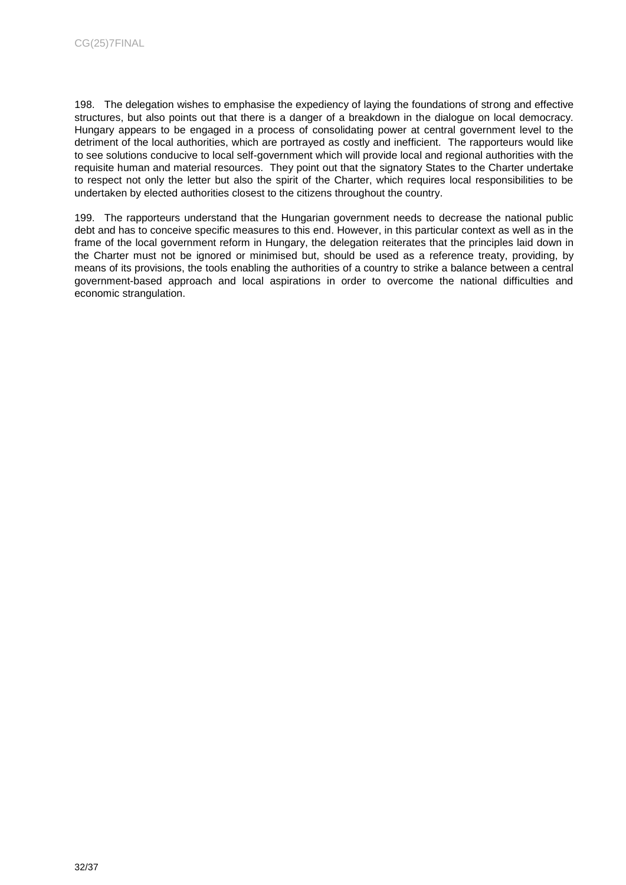198. The delegation wishes to emphasise the expediency of laying the foundations of strong and effective structures, but also points out that there is a danger of a breakdown in the dialogue on local democracy. Hungary appears to be engaged in a process of consolidating power at central government level to the detriment of the local authorities, which are portrayed as costly and inefficient. The rapporteurs would like to see solutions conducive to local self-government which will provide local and regional authorities with the requisite human and material resources. They point out that the signatory States to the Charter undertake to respect not only the letter but also the spirit of the Charter, which requires local responsibilities to be undertaken by elected authorities closest to the citizens throughout the country.

199. The rapporteurs understand that the Hungarian government needs to decrease the national public debt and has to conceive specific measures to this end. However, in this particular context as well as in the frame of the local government reform in Hungary, the delegation reiterates that the principles laid down in the Charter must not be ignored or minimised but, should be used as a reference treaty, providing, by means of its provisions, the tools enabling the authorities of a country to strike a balance between a central government-based approach and local aspirations in order to overcome the national difficulties and economic strangulation.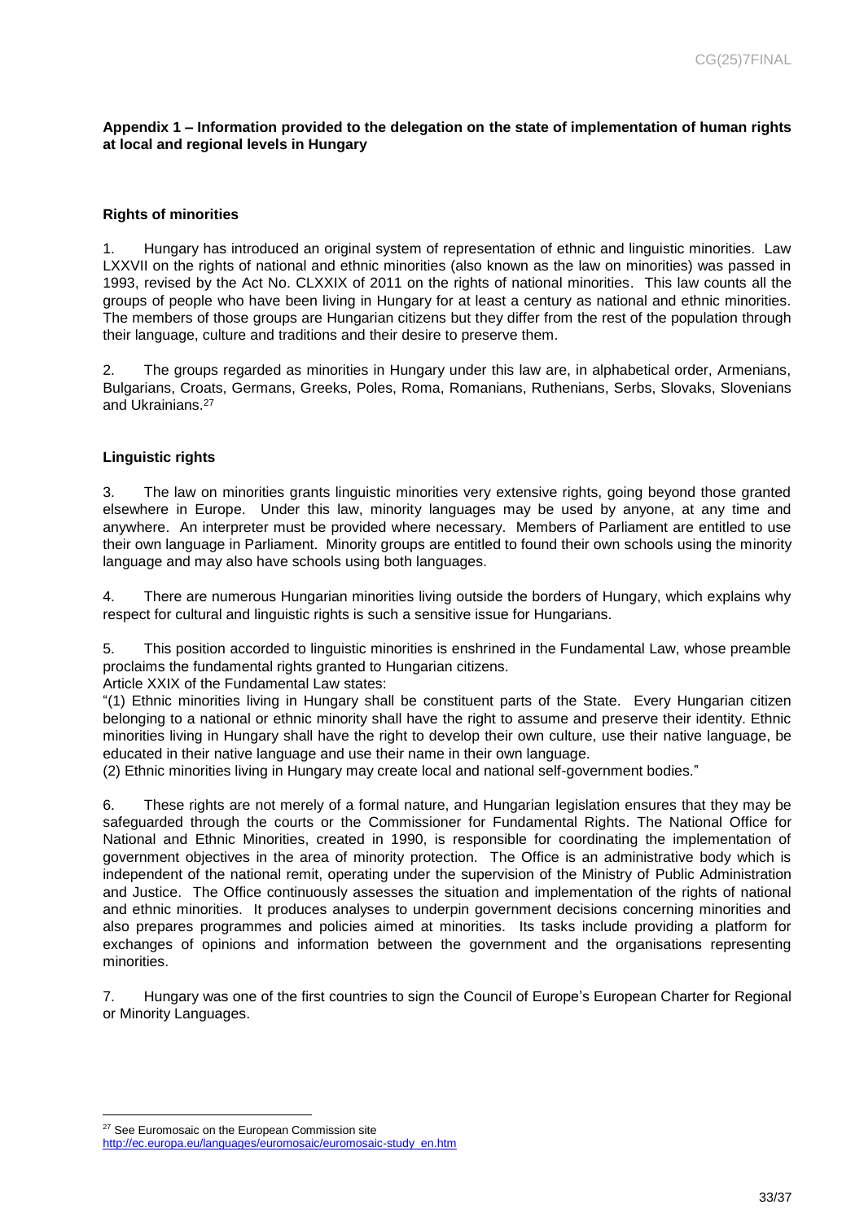**Appendix 1 – Information provided to the delegation on the state of implementation of human rights at local and regional levels in Hungary**

**Rights of minorities**

1. Hungary has introduced an original system of representation of ethnic and linguistic minorities. Law LXXVII on the rights of national and ethnic minorities (also known as the law on minorities) was passed in 1993, revised by the Act No. CLXXIX of 2011 on the rights of national minorities. This law counts all the groups of people who have been living in Hungary for at least a century as national and ethnic minorities. The members of those groups are Hungarian citizens but they differ from the rest of the population through their language, culture and traditions and their desire to preserve them.

2. The groups regarded as minorities in Hungary under this law are, in alphabetical order, Armenians, Bulgarians, Croats, Germans, Greeks, Poles, Roma, Romanians, Ruthenians, Serbs, Slovaks, Slovenians and Ukrainians.[27]

**Linguistic rights**

3. The law on minorities grants linguistic minorities very extensive rights, going beyond those granted elsewhere in Europe. Under this law, minority languages may be used by anyone, at any time and anywhere. An interpreter must be provided where necessary. Members of Parliament are entitled to use their own language in Parliament. Minority groups are entitled to found their own schools using the minority language and may also have schools using both languages.

4. There are numerous Hungarian minorities living outside the borders of Hungary, which explains why respect for cultural and linguistic rights is such a sensitive issue for Hungarians.

5. This position accorded to linguistic minorities is enshrined in the Fundamental Law, whose preamble proclaims the fundamental rights granted to Hungarian citizens.
Article XXIX of the Fundamental Law states:
"(1) Ethnic minorities living in Hungary shall be constituent parts of the State. Every Hungarian citizen belonging to a national or ethnic minority shall have the right to assume and preserve their identity. Ethnic minorities living in Hungary shall have the right to develop their own culture, use their native language, be educated in their native language and use their name in their own language.
(2) Ethnic minorities living in Hungary may create local and national self-government bodies."

6. These rights are not merely of a formal nature, and Hungarian legislation ensures that they may be safeguarded through the courts or the Commissioner for Fundamental Rights. The National Office for National and Ethnic Minorities, created in 1990, is responsible for coordinating the implementation of government objectives in the area of minority protection. The Office is an administrative body which is independent of the national remit, operating under the supervision of the Ministry of Public Administration and Justice. The Office continuously assesses the situation and implementation of the rights of national and ethnic minorities. It produces analyses to underpin government decisions concerning minorities and also prepares programmes and policies aimed at minorities. Its tasks include providing a platform for exchanges of opinions and information between the government and the organisations representing minorities.

7. Hungary was one of the first countries to sign the Council of Europe's European Charter for Regional or Minority Languages.

---

[27] See Euromosaic on the European Commission site
http://ec.europa.eu/languages/euromosaic/euromosaic-study_en.htm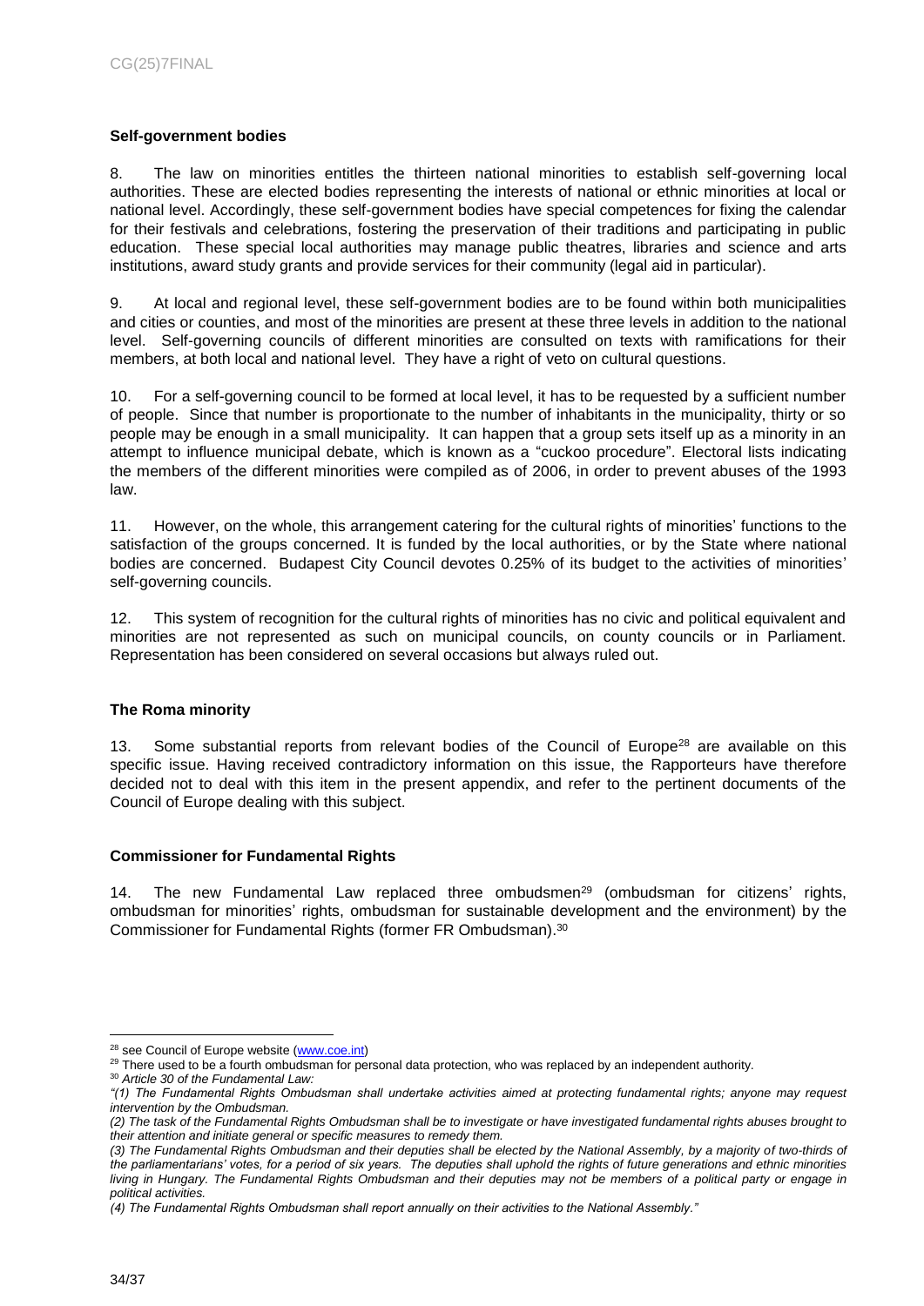**Self-government bodies**

8. The law on minorities entitles the thirteen national minorities to establish self-governing local authorities. These are elected bodies representing the interests of national or ethnic minorities at local or national level. Accordingly, these self-government bodies have special competences for fixing the calendar for their festivals and celebrations, fostering the preservation of their traditions and participating in public education. These special local authorities may manage public theatres, libraries and science and arts institutions, award study grants and provide services for their community (legal aid in particular).

9. At local and regional level, these self-government bodies are to be found within both municipalities and cities or counties, and most of the minorities are present at these three levels in addition to the national level. Self-governing councils of different minorities are consulted on texts with ramifications for their members, at both local and national level. They have a right of veto on cultural questions.

10. For a self-governing council to be formed at local level, it has to be requested by a sufficient number of people. Since that number is proportionate to the number of inhabitants in the municipality, thirty or so people may be enough in a small municipality. It can happen that a group sets itself up as a minority in an attempt to influence municipal debate, which is known as a "cuckoo procedure". Electoral lists indicating the members of the different minorities were compiled as of 2006, in order to prevent abuses of the 1993 law.

11. However, on the whole, this arrangement catering for the cultural rights of minorities' functions to the satisfaction of the groups concerned. It is funded by the local authorities, or by the State where national bodies are concerned. Budapest City Council devotes 0.25% of its budget to the activities of minorities' self-governing councils.

12. This system of recognition for the cultural rights of minorities has no civic and political equivalent and minorities are not represented as such on municipal councils, on county councils or in Parliament. Representation has been considered on several occasions but always ruled out.

**The Roma minority**

13. Some substantial reports from relevant bodies of the Council of Europe[28] are available on this specific issue. Having received contradictory information on this issue, the Rapporteurs have therefore decided not to deal with this item in the present appendix, and refer to the pertinent documents of the Council of Europe dealing with this subject.

**Commissioner for Fundamental Rights**

14. The new Fundamental Law replaced three ombudsmen[29] (ombudsman for citizens' rights, ombudsman for minorities' rights, ombudsman for sustainable development and the environment) by the Commissioner for Fundamental Rights (former FR Ombudsman).[30]

---

[28] see Council of Europe website (www.coe.int)

[29] There used to be a fourth ombudsman for personal data protection, who was replaced by an independent authority.

[30] *Article 30 of the Fundamental Law:*

*"(1) The Fundamental Rights Ombudsman shall undertake activities aimed at protecting fundamental rights; anyone may request intervention by the Ombudsman.*

*(2) The task of the Fundamental Rights Ombudsman shall be to investigate or have investigated fundamental rights abuses brought to their attention and initiate general or specific measures to remedy them.*

*(3) The Fundamental Rights Ombudsman and their deputies shall be elected by the National Assembly, by a majority of two-thirds of the parliamentarians' votes, for a period of six years. The deputies shall uphold the rights of future generations and ethnic minorities living in Hungary. The Fundamental Rights Ombudsman and their deputies may not be members of a political party or engage in political activities.*

*(4) The Fundamental Rights Ombudsman shall report annually on their activities to the National Assembly."*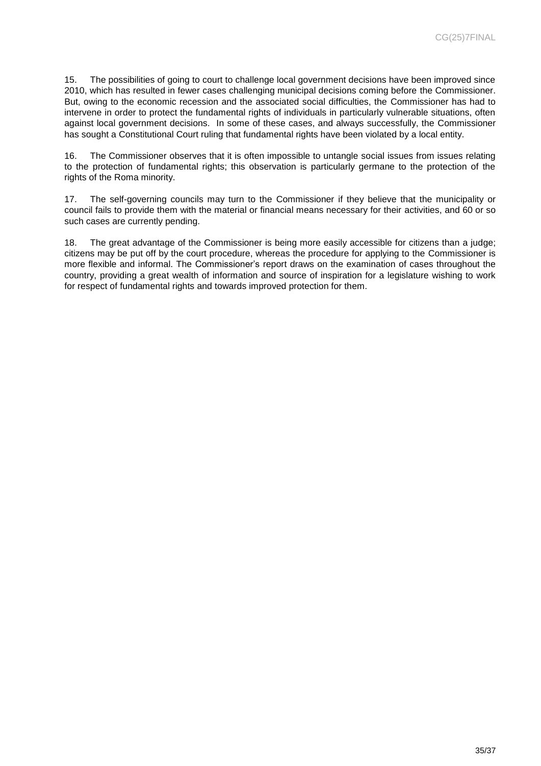15. The possibilities of going to court to challenge local government decisions have been improved since 2010, which has resulted in fewer cases challenging municipal decisions coming before the Commissioner. But, owing to the economic recession and the associated social difficulties, the Commissioner has had to intervene in order to protect the fundamental rights of individuals in particularly vulnerable situations, often against local government decisions. In some of these cases, and always successfully, the Commissioner has sought a Constitutional Court ruling that fundamental rights have been violated by a local entity.

16. The Commissioner observes that it is often impossible to untangle social issues from issues relating to the protection of fundamental rights; this observation is particularly germane to the protection of the rights of the Roma minority.

17. The self-governing councils may turn to the Commissioner if they believe that the municipality or council fails to provide them with the material or financial means necessary for their activities, and 60 or so such cases are currently pending.

18. The great advantage of the Commissioner is being more easily accessible for citizens than a judge; citizens may be put off by the court procedure, whereas the procedure for applying to the Commissioner is more flexible and informal. The Commissioner's report draws on the examination of cases throughout the country, providing a great wealth of information and source of inspiration for a legislature wishing to work for respect of fundamental rights and towards improved protection for them.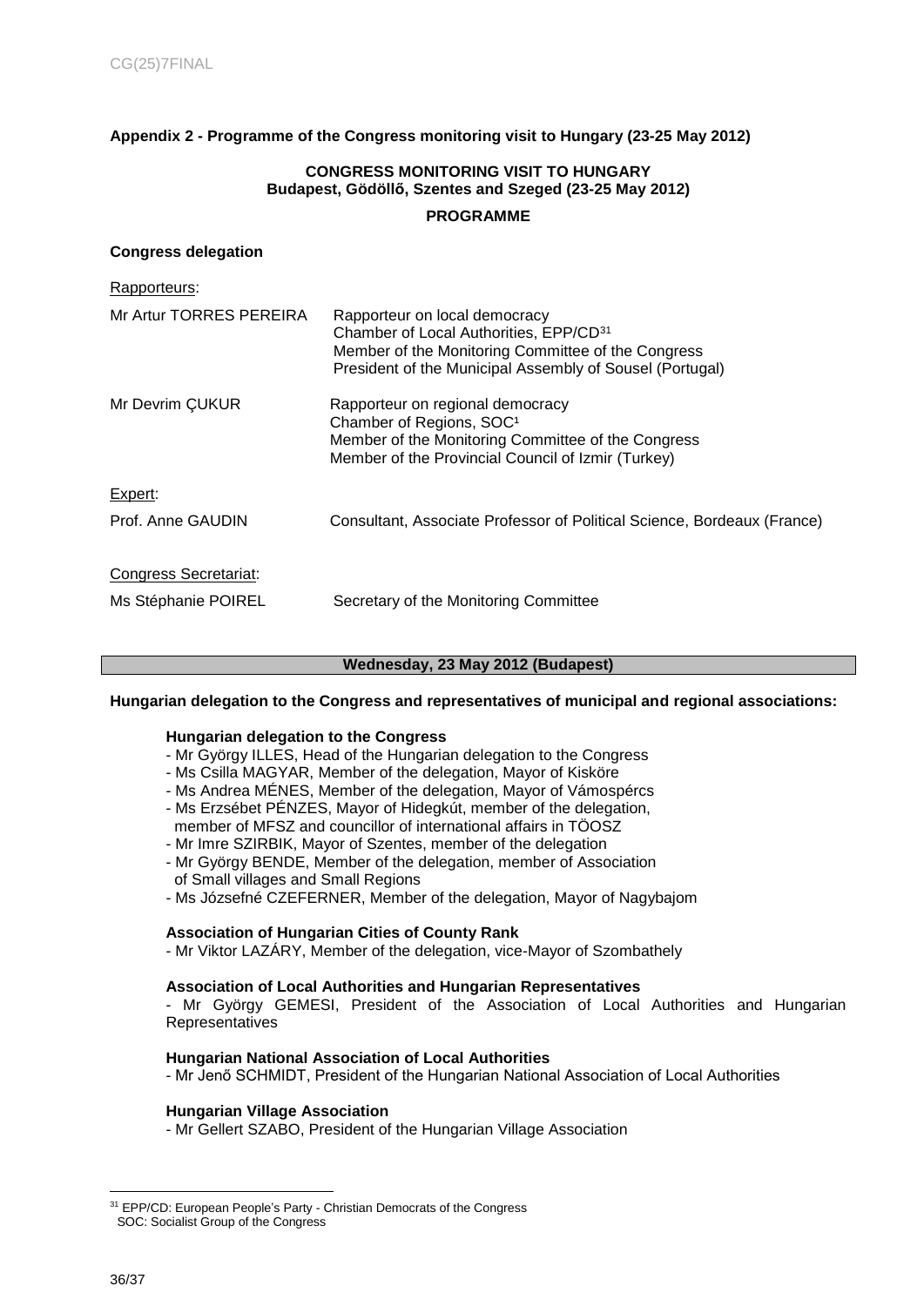**Appendix 2 - Programme of the Congress monitoring visit to Hungary (23-25 May 2012)**

**CONGRESS MONITORING VISIT TO HUNGARY**
**Budapest, Gödöllő, Szentes and Szeged (23-25 May 2012)**

**PROGRAMME**

**Congress delegation**

Rapporteurs:

Mr Artur TORRES PEREIRA — Rapporteur on local democracy
Chamber of Local Authorities, EPP/CD[31]
Member of the Monitoring Committee of the Congress
President of the Municipal Assembly of Sousel (Portugal)

Mr Devrim ÇUKUR — Rapporteur on regional democracy
Chamber of Regions, SOC[1]
Member of the Monitoring Committee of the Congress
Member of the Provincial Council of Izmir (Turkey)

Expert:

Prof. Anne GAUDIN — Consultant, Associate Professor of Political Science, Bordeaux (France)

Congress Secretariat:

Ms Stéphanie POIREL — Secretary of the Monitoring Committee

**Wednesday, 23 May 2012 (Budapest)**

**Hungarian delegation to the Congress and representatives of municipal and regional associations:**

**Hungarian delegation to the Congress**
- Mr György ILLES, Head of the Hungarian delegation to the Congress
- Ms Csilla MAGYAR, Member of the delegation, Mayor of Kisköre
- Ms Andrea MÉNES, Member of the delegation, Mayor of Vámospércs
- Ms Erzsébet PÉNZES, Mayor of Hidegkút, member of the delegation, member of MFSZ and councillor of international affairs in TÖOSZ
- Mr Imre SZIRBIK, Mayor of Szentes, member of the delegation
- Mr György BENDE, Member of the delegation, member of Association of Small villages and Small Regions
- Ms Józsefné CZEFERNER, Member of the delegation, Mayor of Nagybajom

**Association of Hungarian Cities of County Rank**
- Mr Viktor LAZÁRY, Member of the delegation, vice-Mayor of Szombathely

**Association of Local Authorities and Hungarian Representatives**
- Mr György GEMESI, President of the Association of Local Authorities and Hungarian Representatives

**Hungarian National Association of Local Authorities**
- Mr Jenő SCHMIDT, President of the Hungarian National Association of Local Authorities

**Hungarian Village Association**
- Mr Gellert SZABO, President of the Hungarian Village Association

---

[31] EPP/CD: European People's Party - Christian Democrats of the Congress
SOC: Socialist Group of the Congress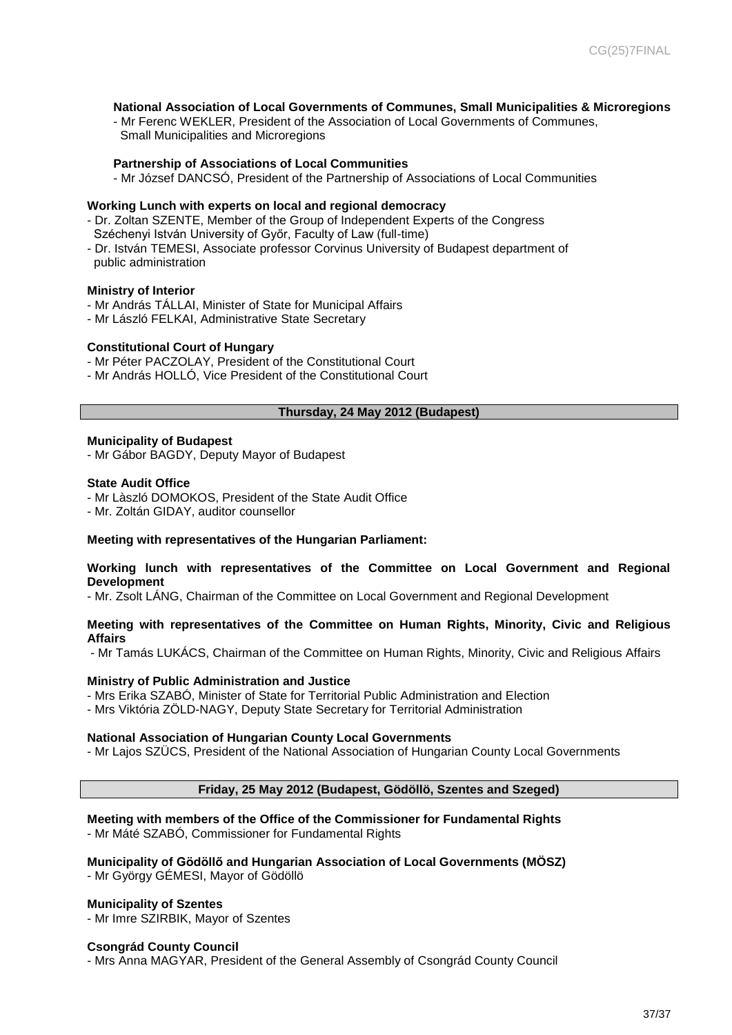**National Association of Local Governments of Communes, Small Municipalities & Microregions**
- Mr Ferenc WEKLER, President of the Association of Local Governments of Communes, Small Municipalities and Microregions

**Partnership of Associations of Local Communities**
- Mr József DANCSÓ, President of the Partnership of Associations of Local Communities

**Working Lunch with experts on local and regional democracy**
- Dr. Zoltan SZENTE, Member of the Group of Independent Experts of the Congress Széchenyi István University of Győr, Faculty of Law (full-time)
- Dr. István TEMESI, Associate professor Corvinus University of Budapest department of public administration

**Ministry of Interior**
- Mr András TÁLLAI, Minister of State for Municipal Affairs
- Mr László FELKAI, Administrative State Secretary

**Constitutional Court of Hungary**
- Mr Péter PACZOLAY, President of the Constitutional Court
- Mr András HOLLÓ, Vice President of the Constitutional Court

**Thursday, 24 May 2012 (Budapest)**

**Municipality of Budapest**
- Mr Gábor BAGDY, Deputy Mayor of Budapest

**State Audit Office**
- Mr Làszló DOMOKOS, President of the State Audit Office
- Mr. Zoltán GIDAY, auditor counsellor

**Meeting with representatives of the Hungarian Parliament:**

**Working lunch with representatives of the Committee on Local Government and Regional Development**
- Mr. Zsolt LÁNG, Chairman of the Committee on Local Government and Regional Development

**Meeting with representatives of the Committee on Human Rights, Minority, Civic and Religious Affairs**
- Mr Tamás LUKÁCS, Chairman of the Committee on Human Rights, Minority, Civic and Religious Affairs

**Ministry of Public Administration and Justice**
- Mrs Erika SZABÓ, Minister of State for Territorial Public Administration and Election
- Mrs Viktória ZÖLD-NAGY, Deputy State Secretary for Territorial Administration

**National Association of Hungarian County Local Governments**
- Mr Lajos SZÜCS, President of the National Association of Hungarian County Local Governments

**Friday, 25 May 2012 (Budapest, Gödöllö, Szentes and Szeged)**

**Meeting with members of the Office of the Commissioner for Fundamental Rights**
- Mr Máté SZABÓ, Commissioner for Fundamental Rights

**Municipality of Gödöllő and Hungarian Association of Local Governments (MÖSZ)**
- Mr György GÉMESI, Mayor of Gödöllö

**Municipality of Szentes**
- Mr Imre SZIRBIK, Mayor of Szentes

**Csongrád County Council**
- Mrs Anna MAGYAR, President of the General Assembly of Csongrád County Council